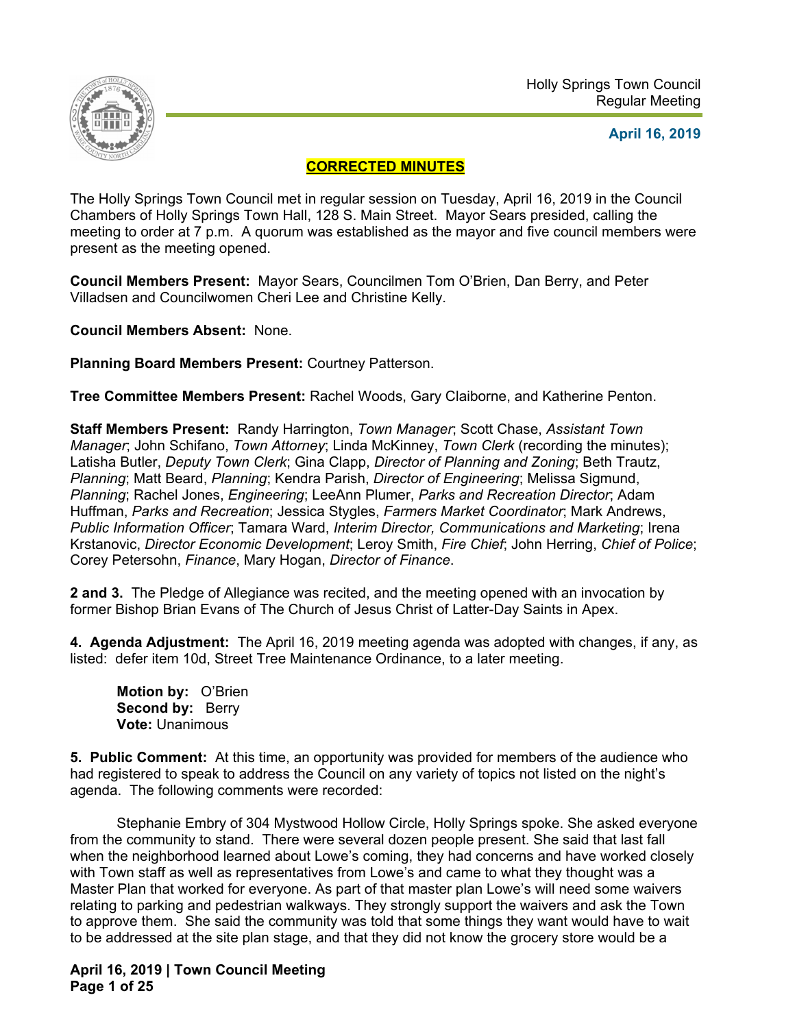Holly Springs Town Council
Regular Meeting

**April 16, 2019**

**CORRECTED MINUTES**

The Holly Springs Town Council met in regular session on Tuesday, April 16, 2019 in the Council Chambers of Holly Springs Town Hall, 128 S. Main Street. Mayor Sears presided, calling the meeting to order at 7 p.m. A quorum was established as the mayor and five council members were present as the meeting opened.

**Council Members Present:** Mayor Sears, Councilmen Tom O'Brien, Dan Berry, and Peter Villadsen and Councilwomen Cheri Lee and Christine Kelly.

**Council Members Absent:** None.

**Planning Board Members Present:** Courtney Patterson.

**Tree Committee Members Present:** Rachel Woods, Gary Claiborne, and Katherine Penton.

**Staff Members Present:** Randy Harrington, *Town Manager*; Scott Chase, *Assistant Town Manager*; John Schifano, *Town Attorney*; Linda McKinney, *Town Clerk* (recording the minutes); Latisha Butler, *Deputy Town Clerk*; Gina Clapp, *Director of Planning and Zoning*; Beth Trautz, *Planning*; Matt Beard, *Planning*; Kendra Parish, *Director of Engineering*; Melissa Sigmund, *Planning*; Rachel Jones, *Engineering*; LeeAnn Plumer, *Parks and Recreation Director*; Adam Huffman, *Parks and Recreation*; Jessica Stygles, *Farmers Market Coordinator*; Mark Andrews, *Public Information Officer*; Tamara Ward, *Interim Director, Communications and Marketing*; Irena Krstanovic, *Director Economic Development*; Leroy Smith, *Fire Chief*; John Herring, *Chief of Police*; Corey Petersohn, *Finance*, Mary Hogan, *Director of Finance*.

**2 and 3.** The Pledge of Allegiance was recited, and the meeting opened with an invocation by former Bishop Brian Evans of The Church of Jesus Christ of Latter-Day Saints in Apex.

**4. Agenda Adjustment:** The April 16, 2019 meeting agenda was adopted with changes, if any, as listed: defer item 10d, Street Tree Maintenance Ordinance, to a later meeting.

> **Motion by:** O'Brien
> **Second by:** Berry
> **Vote:** Unanimous

**5. Public Comment:** At this time, an opportunity was provided for members of the audience who had registered to speak to address the Council on any variety of topics not listed on the night's agenda. The following comments were recorded:

Stephanie Embry of 304 Mystwood Hollow Circle, Holly Springs spoke. She asked everyone from the community to stand. There were several dozen people present. She said that last fall when the neighborhood learned about Lowe's coming, they had concerns and have worked closely with Town staff as well as representatives from Lowe's and came to what they thought was a Master Plan that worked for everyone. As part of that master plan Lowe's will need some waivers relating to parking and pedestrian walkways. They strongly support the waivers and ask the Town to approve them. She said the community was told that some things they want would have to wait to be addressed at the site plan stage, and that they did not know the grocery store would be a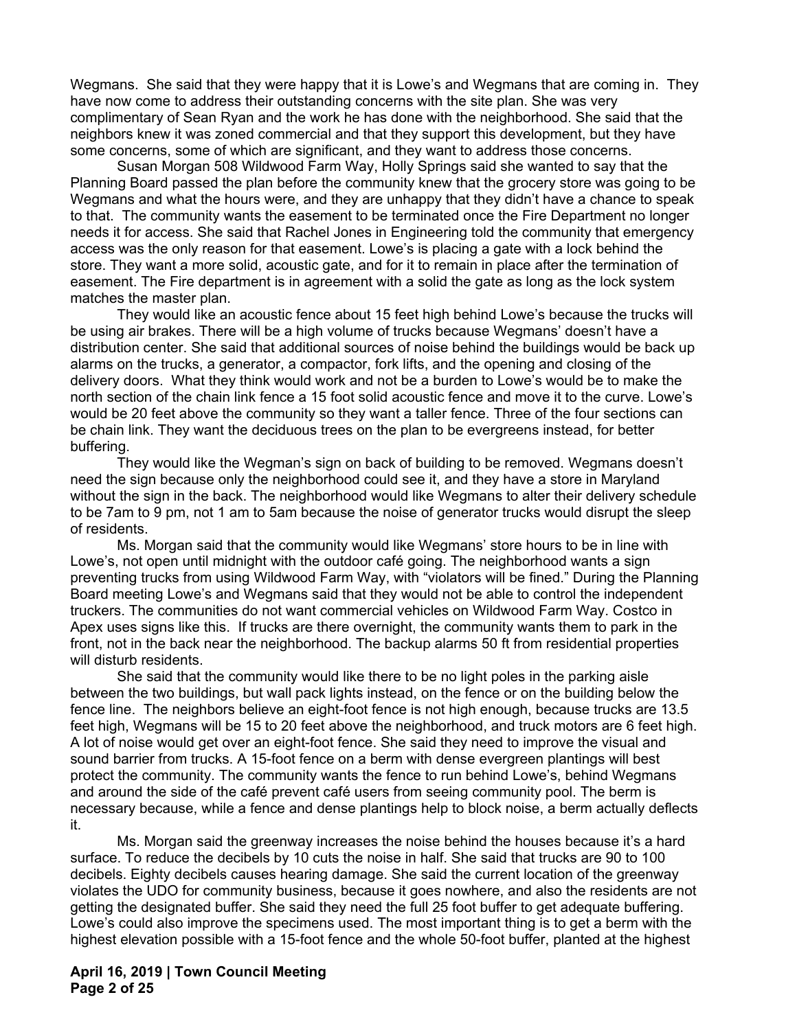Wegmans. She said that they were happy that it is Lowe's and Wegmans that are coming in. They have now come to address their outstanding concerns with the site plan. She was very complimentary of Sean Ryan and the work he has done with the neighborhood. She said that the neighbors knew it was zoned commercial and that they support this development, but they have some concerns, some of which are significant, and they want to address those concerns.

Susan Morgan 508 Wildwood Farm Way, Holly Springs said she wanted to say that the Planning Board passed the plan before the community knew that the grocery store was going to be Wegmans and what the hours were, and they are unhappy that they didn't have a chance to speak to that. The community wants the easement to be terminated once the Fire Department no longer needs it for access. She said that Rachel Jones in Engineering told the community that emergency access was the only reason for that easement. Lowe's is placing a gate with a lock behind the store. They want a more solid, acoustic gate, and for it to remain in place after the termination of easement. The Fire department is in agreement with a solid the gate as long as the lock system matches the master plan.

They would like an acoustic fence about 15 feet high behind Lowe's because the trucks will be using air brakes. There will be a high volume of trucks because Wegmans' doesn't have a distribution center. She said that additional sources of noise behind the buildings would be back up alarms on the trucks, a generator, a compactor, fork lifts, and the opening and closing of the delivery doors. What they think would work and not be a burden to Lowe's would be to make the north section of the chain link fence a 15 foot solid acoustic fence and move it to the curve. Lowe's would be 20 feet above the community so they want a taller fence. Three of the four sections can be chain link. They want the deciduous trees on the plan to be evergreens instead, for better buffering.

They would like the Wegman's sign on back of building to be removed. Wegmans doesn't need the sign because only the neighborhood could see it, and they have a store in Maryland without the sign in the back. The neighborhood would like Wegmans to alter their delivery schedule to be 7am to 9 pm, not 1 am to 5am because the noise of generator trucks would disrupt the sleep of residents.

Ms. Morgan said that the community would like Wegmans' store hours to be in line with Lowe's, not open until midnight with the outdoor café going. The neighborhood wants a sign preventing trucks from using Wildwood Farm Way, with "violators will be fined." During the Planning Board meeting Lowe's and Wegmans said that they would not be able to control the independent truckers. The communities do not want commercial vehicles on Wildwood Farm Way. Costco in Apex uses signs like this. If trucks are there overnight, the community wants them to park in the front, not in the back near the neighborhood. The backup alarms 50 ft from residential properties will disturb residents.

She said that the community would like there to be no light poles in the parking aisle between the two buildings, but wall pack lights instead, on the fence or on the building below the fence line. The neighbors believe an eight-foot fence is not high enough, because trucks are 13.5 feet high, Wegmans will be 15 to 20 feet above the neighborhood, and truck motors are 6 feet high. A lot of noise would get over an eight-foot fence. She said they need to improve the visual and sound barrier from trucks. A 15-foot fence on a berm with dense evergreen plantings will best protect the community. The community wants the fence to run behind Lowe's, behind Wegmans and around the side of the café prevent café users from seeing community pool. The berm is necessary because, while a fence and dense plantings help to block noise, a berm actually deflects it.

Ms. Morgan said the greenway increases the noise behind the houses because it's a hard surface. To reduce the decibels by 10 cuts the noise in half. She said that trucks are 90 to 100 decibels. Eighty decibels causes hearing damage. She said the current location of the greenway violates the UDO for community business, because it goes nowhere, and also the residents are not getting the designated buffer. She said they need the full 25 foot buffer to get adequate buffering. Lowe's could also improve the specimens used. The most important thing is to get a berm with the highest elevation possible with a 15-foot fence and the whole 50-foot buffer, planted at the highest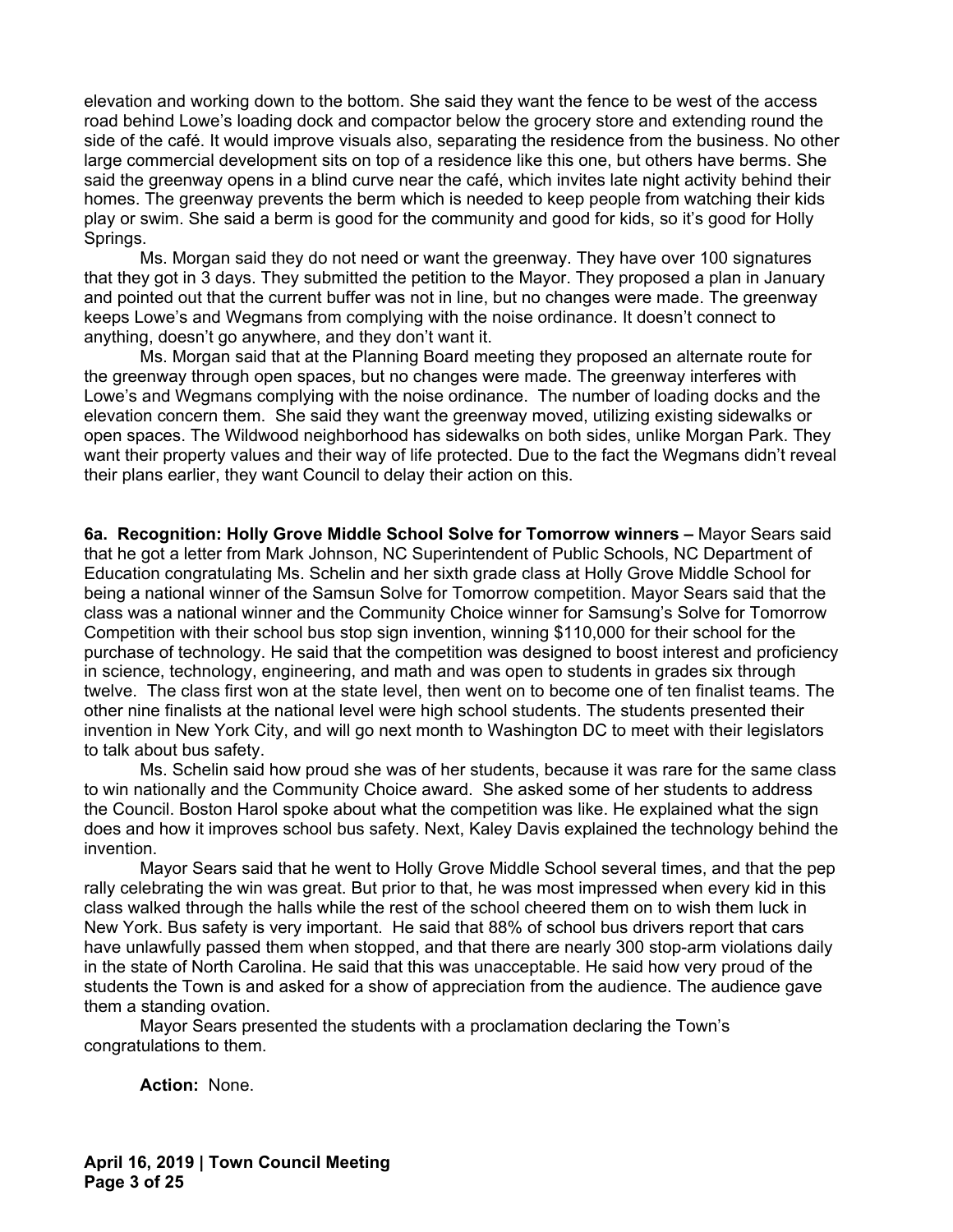elevation and working down to the bottom. She said they want the fence to be west of the access road behind Lowe's loading dock and compactor below the grocery store and extending round the side of the café. It would improve visuals also, separating the residence from the business. No other large commercial development sits on top of a residence like this one, but others have berms. She said the greenway opens in a blind curve near the café, which invites late night activity behind their homes. The greenway prevents the berm which is needed to keep people from watching their kids play or swim. She said a berm is good for the community and good for kids, so it's good for Holly Springs.

Ms. Morgan said they do not need or want the greenway. They have over 100 signatures that they got in 3 days. They submitted the petition to the Mayor. They proposed a plan in January and pointed out that the current buffer was not in line, but no changes were made. The greenway keeps Lowe's and Wegmans from complying with the noise ordinance. It doesn't connect to anything, doesn't go anywhere, and they don't want it.

Ms. Morgan said that at the Planning Board meeting they proposed an alternate route for the greenway through open spaces, but no changes were made. The greenway interferes with Lowe's and Wegmans complying with the noise ordinance. The number of loading docks and the elevation concern them. She said they want the greenway moved, utilizing existing sidewalks or open spaces. The Wildwood neighborhood has sidewalks on both sides, unlike Morgan Park. They want their property values and their way of life protected. Due to the fact the Wegmans didn't reveal their plans earlier, they want Council to delay their action on this.

**6a. Recognition: Holly Grove Middle School Solve for Tomorrow winners –** Mayor Sears said that he got a letter from Mark Johnson, NC Superintendent of Public Schools, NC Department of Education congratulating Ms. Schelin and her sixth grade class at Holly Grove Middle School for being a national winner of the Samsun Solve for Tomorrow competition. Mayor Sears said that the class was a national winner and the Community Choice winner for Samsung's Solve for Tomorrow Competition with their school bus stop sign invention, winning $110,000 for their school for the purchase of technology. He said that the competition was designed to boost interest and proficiency in science, technology, engineering, and math and was open to students in grades six through twelve. The class first won at the state level, then went on to become one of ten finalist teams. The other nine finalists at the national level were high school students. The students presented their invention in New York City, and will go next month to Washington DC to meet with their legislators to talk about bus safety.

Ms. Schelin said how proud she was of her students, because it was rare for the same class to win nationally and the Community Choice award. She asked some of her students to address the Council. Boston Harol spoke about what the competition was like. He explained what the sign does and how it improves school bus safety. Next, Kaley Davis explained the technology behind the invention.

Mayor Sears said that he went to Holly Grove Middle School several times, and that the pep rally celebrating the win was great. But prior to that, he was most impressed when every kid in this class walked through the halls while the rest of the school cheered them on to wish them luck in New York. Bus safety is very important. He said that 88% of school bus drivers report that cars have unlawfully passed them when stopped, and that there are nearly 300 stop-arm violations daily in the state of North Carolina. He said that this was unacceptable. He said how very proud of the students the Town is and asked for a show of appreciation from the audience. The audience gave them a standing ovation.

Mayor Sears presented the students with a proclamation declaring the Town's congratulations to them.

**Action:** None.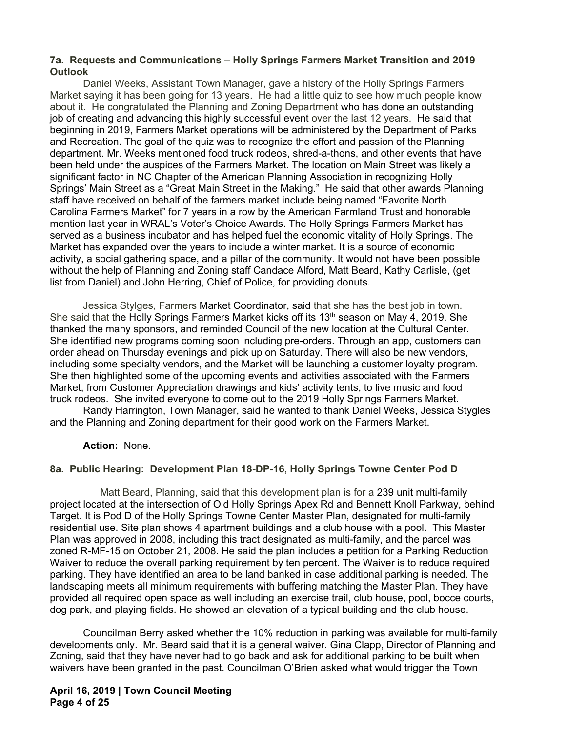**7a. Requests and Communications – Holly Springs Farmers Market Transition and 2019 Outlook**

Daniel Weeks, Assistant Town Manager, gave a history of the Holly Springs Farmers Market saying it has been going for 13 years. He had a little quiz to see how much people know about it. He congratulated the Planning and Zoning Department who has done an outstanding job of creating and advancing this highly successful event over the last 12 years. He said that beginning in 2019, Farmers Market operations will be administered by the Department of Parks and Recreation. The goal of the quiz was to recognize the effort and passion of the Planning department. Mr. Weeks mentioned food truck rodeos, shred-a-thons, and other events that have been held under the auspices of the Farmers Market. The location on Main Street was likely a significant factor in NC Chapter of the American Planning Association in recognizing Holly Springs' Main Street as a "Great Main Street in the Making." He said that other awards Planning staff have received on behalf of the farmers market include being named "Favorite North Carolina Farmers Market" for 7 years in a row by the American Farmland Trust and honorable mention last year in WRAL's Voter's Choice Awards. The Holly Springs Farmers Market has served as a business incubator and has helped fuel the economic vitality of Holly Springs. The Market has expanded over the years to include a winter market. It is a source of economic activity, a social gathering space, and a pillar of the community. It would not have been possible without the help of Planning and Zoning staff Candace Alford, Matt Beard, Kathy Carlisle, (get list from Daniel) and John Herring, Chief of Police, for providing donuts.

Jessica Stylges, Farmers Market Coordinator, said that she has the best job in town. She said that the Holly Springs Farmers Market kicks off its 13th season on May 4, 2019. She thanked the many sponsors, and reminded Council of the new location at the Cultural Center. She identified new programs coming soon including pre-orders. Through an app, customers can order ahead on Thursday evenings and pick up on Saturday. There will also be new vendors, including some specialty vendors, and the Market will be launching a customer loyalty program. She then highlighted some of the upcoming events and activities associated with the Farmers Market, from Customer Appreciation drawings and kids' activity tents, to live music and food truck rodeos. She invited everyone to come out to the 2019 Holly Springs Farmers Market.

Randy Harrington, Town Manager, said he wanted to thank Daniel Weeks, Jessica Stygles and the Planning and Zoning department for their good work on the Farmers Market.

**Action:** None.

**8a. Public Hearing: Development Plan 18-DP-16, Holly Springs Towne Center Pod D**

Matt Beard, Planning, said that this development plan is for a 239 unit multi-family project located at the intersection of Old Holly Springs Apex Rd and Bennett Knoll Parkway, behind Target. It is Pod D of the Holly Springs Towne Center Master Plan, designated for multi-family residential use. Site plan shows 4 apartment buildings and a club house with a pool. This Master Plan was approved in 2008, including this tract designated as multi-family, and the parcel was zoned R-MF-15 on October 21, 2008. He said the plan includes a petition for a Parking Reduction Waiver to reduce the overall parking requirement by ten percent. The Waiver is to reduce required parking. They have identified an area to be land banked in case additional parking is needed. The landscaping meets all minimum requirements with buffering matching the Master Plan. They have provided all required open space as well including an exercise trail, club house, pool, bocce courts, dog park, and playing fields. He showed an elevation of a typical building and the club house.

Councilman Berry asked whether the 10% reduction in parking was available for multi-family developments only. Mr. Beard said that it is a general waiver. Gina Clapp, Director of Planning and Zoning, said that they have never had to go back and ask for additional parking to be built when waivers have been granted in the past. Councilman O'Brien asked what would trigger the Town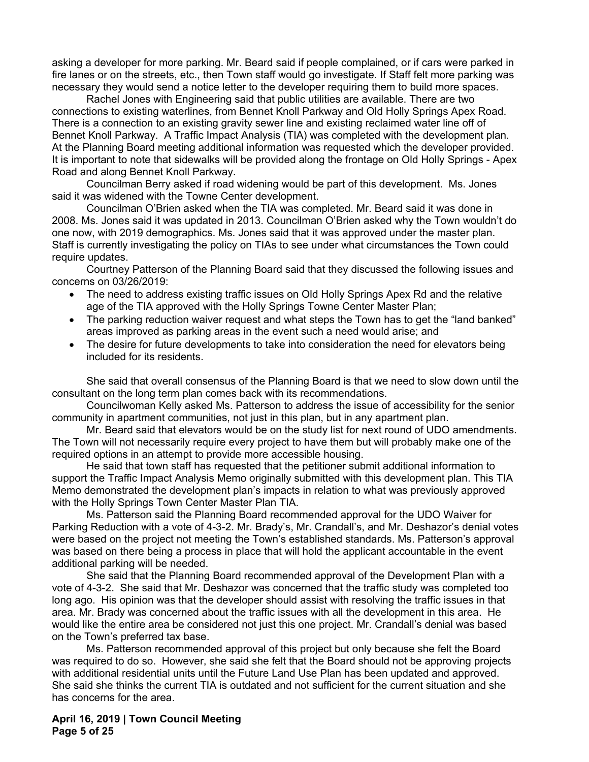asking a developer for more parking. Mr. Beard said if people complained, or if cars were parked in fire lanes or on the streets, etc., then Town staff would go investigate. If Staff felt more parking was necessary they would send a notice letter to the developer requiring them to build more spaces.

Rachel Jones with Engineering said that public utilities are available. There are two connections to existing waterlines, from Bennet Knoll Parkway and Old Holly Springs Apex Road. There is a connection to an existing gravity sewer line and existing reclaimed water line off of Bennet Knoll Parkway. A Traffic Impact Analysis (TIA) was completed with the development plan. At the Planning Board meeting additional information was requested which the developer provided. It is important to note that sidewalks will be provided along the frontage on Old Holly Springs - Apex Road and along Bennet Knoll Parkway.

Councilman Berry asked if road widening would be part of this development. Ms. Jones said it was widened with the Towne Center development.

Councilman O'Brien asked when the TIA was completed. Mr. Beard said it was done in 2008. Ms. Jones said it was updated in 2013. Councilman O'Brien asked why the Town wouldn't do one now, with 2019 demographics. Ms. Jones said that it was approved under the master plan. Staff is currently investigating the policy on TIAs to see under what circumstances the Town could require updates.

Courtney Patterson of the Planning Board said that they discussed the following issues and concerns on 03/26/2019:

- The need to address existing traffic issues on Old Holly Springs Apex Rd and the relative age of the TIA approved with the Holly Springs Towne Center Master Plan;
- The parking reduction waiver request and what steps the Town has to get the "land banked" areas improved as parking areas in the event such a need would arise; and
- The desire for future developments to take into consideration the need for elevators being included for its residents.

She said that overall consensus of the Planning Board is that we need to slow down until the consultant on the long term plan comes back with its recommendations.

Councilwoman Kelly asked Ms. Patterson to address the issue of accessibility for the senior community in apartment communities, not just in this plan, but in any apartment plan.

Mr. Beard said that elevators would be on the study list for next round of UDO amendments. The Town will not necessarily require every project to have them but will probably make one of the required options in an attempt to provide more accessible housing.

He said that town staff has requested that the petitioner submit additional information to support the Traffic Impact Analysis Memo originally submitted with this development plan. This TIA Memo demonstrated the development plan's impacts in relation to what was previously approved with the Holly Springs Town Center Master Plan TIA.

Ms. Patterson said the Planning Board recommended approval for the UDO Waiver for Parking Reduction with a vote of 4-3-2. Mr. Brady's, Mr. Crandall's, and Mr. Deshazor's denial votes were based on the project not meeting the Town's established standards. Ms. Patterson's approval was based on there being a process in place that will hold the applicant accountable in the event additional parking will be needed.

She said that the Planning Board recommended approval of the Development Plan with a vote of 4-3-2. She said that Mr. Deshazor was concerned that the traffic study was completed too long ago. His opinion was that the developer should assist with resolving the traffic issues in that area. Mr. Brady was concerned about the traffic issues with all the development in this area. He would like the entire area be considered not just this one project. Mr. Crandall's denial was based on the Town's preferred tax base.

Ms. Patterson recommended approval of this project but only because she felt the Board was required to do so. However, she said she felt that the Board should not be approving projects with additional residential units until the Future Land Use Plan has been updated and approved. She said she thinks the current TIA is outdated and not sufficient for the current situation and she has concerns for the area.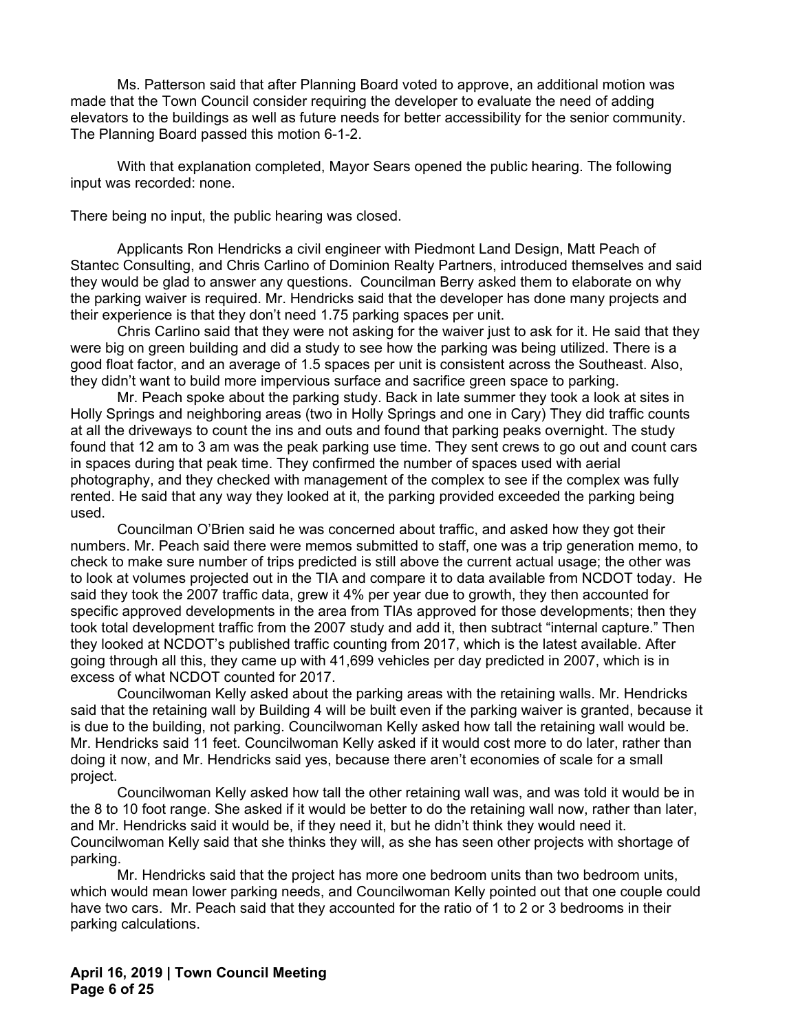Ms. Patterson said that after Planning Board voted to approve, an additional motion was made that the Town Council consider requiring the developer to evaluate the need of adding elevators to the buildings as well as future needs for better accessibility for the senior community. The Planning Board passed this motion 6-1-2.

With that explanation completed, Mayor Sears opened the public hearing. The following input was recorded: none.

There being no input, the public hearing was closed.

Applicants Ron Hendricks a civil engineer with Piedmont Land Design, Matt Peach of Stantec Consulting, and Chris Carlino of Dominion Realty Partners, introduced themselves and said they would be glad to answer any questions. Councilman Berry asked them to elaborate on why the parking waiver is required. Mr. Hendricks said that the developer has done many projects and their experience is that they don't need 1.75 parking spaces per unit.

Chris Carlino said that they were not asking for the waiver just to ask for it. He said that they were big on green building and did a study to see how the parking was being utilized. There is a good float factor, and an average of 1.5 spaces per unit is consistent across the Southeast. Also, they didn't want to build more impervious surface and sacrifice green space to parking.

Mr. Peach spoke about the parking study. Back in late summer they took a look at sites in Holly Springs and neighboring areas (two in Holly Springs and one in Cary) They did traffic counts at all the driveways to count the ins and outs and found that parking peaks overnight. The study found that 12 am to 3 am was the peak parking use time. They sent crews to go out and count cars in spaces during that peak time. They confirmed the number of spaces used with aerial photography, and they checked with management of the complex to see if the complex was fully rented. He said that any way they looked at it, the parking provided exceeded the parking being used.

Councilman O'Brien said he was concerned about traffic, and asked how they got their numbers. Mr. Peach said there were memos submitted to staff, one was a trip generation memo, to check to make sure number of trips predicted is still above the current actual usage; the other was to look at volumes projected out in the TIA and compare it to data available from NCDOT today. He said they took the 2007 traffic data, grew it 4% per year due to growth, they then accounted for specific approved developments in the area from TIAs approved for those developments; then they took total development traffic from the 2007 study and add it, then subtract "internal capture." Then they looked at NCDOT's published traffic counting from 2017, which is the latest available. After going through all this, they came up with 41,699 vehicles per day predicted in 2007, which is in excess of what NCDOT counted for 2017.

Councilwoman Kelly asked about the parking areas with the retaining walls. Mr. Hendricks said that the retaining wall by Building 4 will be built even if the parking waiver is granted, because it is due to the building, not parking. Councilwoman Kelly asked how tall the retaining wall would be. Mr. Hendricks said 11 feet. Councilwoman Kelly asked if it would cost more to do later, rather than doing it now, and Mr. Hendricks said yes, because there aren't economies of scale for a small project.

Councilwoman Kelly asked how tall the other retaining wall was, and was told it would be in the 8 to 10 foot range. She asked if it would be better to do the retaining wall now, rather than later, and Mr. Hendricks said it would be, if they need it, but he didn't think they would need it. Councilwoman Kelly said that she thinks they will, as she has seen other projects with shortage of parking.

Mr. Hendricks said that the project has more one bedroom units than two bedroom units, which would mean lower parking needs, and Councilwoman Kelly pointed out that one couple could have two cars. Mr. Peach said that they accounted for the ratio of 1 to 2 or 3 bedrooms in their parking calculations.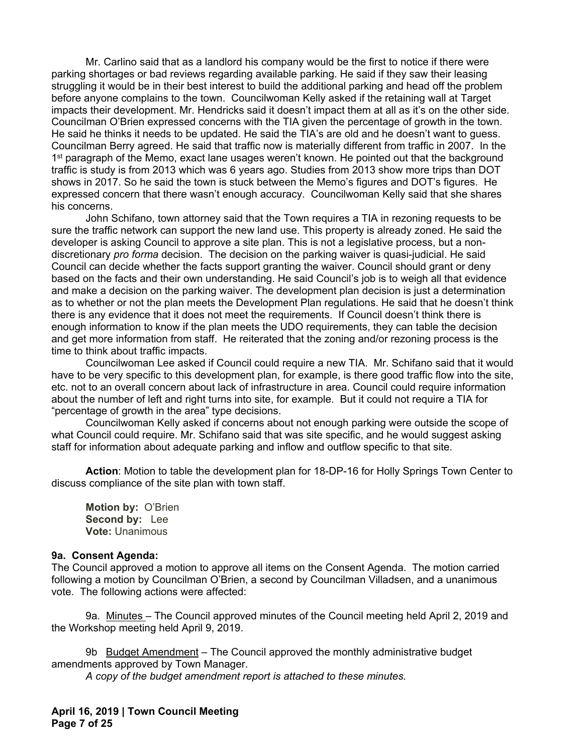Mr. Carlino said that as a landlord his company would be the first to notice if there were parking shortages or bad reviews regarding available parking. He said if they saw their leasing struggling it would be in their best interest to build the additional parking and head off the problem before anyone complains to the town. Councilwoman Kelly asked if the retaining wall at Target impacts their development. Mr. Hendricks said it doesn't impact them at all as it's on the other side. Councilman O'Brien expressed concerns with the TIA given the percentage of growth in the town. He said he thinks it needs to be updated. He said the TIA's are old and he doesn't want to guess. Councilman Berry agreed. He said that traffic now is materially different from traffic in 2007. In the 1st paragraph of the Memo, exact lane usages weren't known. He pointed out that the background traffic is study is from 2013 which was 6 years ago. Studies from 2013 show more trips than DOT shows in 2017. So he said the town is stuck between the Memo's figures and DOT's figures. He expressed concern that there wasn't enough accuracy. Councilwoman Kelly said that she shares his concerns.

John Schifano, town attorney said that the Town requires a TIA in rezoning requests to be sure the traffic network can support the new land use. This property is already zoned. He said the developer is asking Council to approve a site plan. This is not a legislative process, but a non-discretionary *pro forma* decision. The decision on the parking waiver is quasi-judicial. He said Council can decide whether the facts support granting the waiver. Council should grant or deny based on the facts and their own understanding. He said Council's job is to weigh all that evidence and make a decision on the parking waiver. The development plan decision is just a determination as to whether or not the plan meets the Development Plan regulations. He said that he doesn't think there is any evidence that it does not meet the requirements. If Council doesn't think there is enough information to know if the plan meets the UDO requirements, they can table the decision and get more information from staff. He reiterated that the zoning and/or rezoning process is the time to think about traffic impacts.

Councilwoman Lee asked if Council could require a new TIA. Mr. Schifano said that it would have to be very specific to this development plan, for example, is there good traffic flow into the site, etc. not to an overall concern about lack of infrastructure in area. Council could require information about the number of left and right turns into site, for example. But it could not require a TIA for "percentage of growth in the area" type decisions.

Councilwoman Kelly asked if concerns about not enough parking were outside the scope of what Council could require. Mr. Schifano said that was site specific, and he would suggest asking staff for information about adequate parking and inflow and outflow specific to that site.

**Action**: Motion to table the development plan for 18-DP-16 for Holly Springs Town Center to discuss compliance of the site plan with town staff.

**Motion by:** O'Brien
**Second by:** Lee
**Vote:** Unanimous

**9a. Consent Agenda:**

The Council approved a motion to approve all items on the Consent Agenda. The motion carried following a motion by Councilman O'Brien, a second by Councilman Villadsen, and a unanimous vote. The following actions were affected:

9a. Minutes – The Council approved minutes of the Council meeting held April 2, 2019 and the Workshop meeting held April 9, 2019.

9b Budget Amendment – The Council approved the monthly administrative budget amendments approved by Town Manager.
*A copy of the budget amendment report is attached to these minutes.*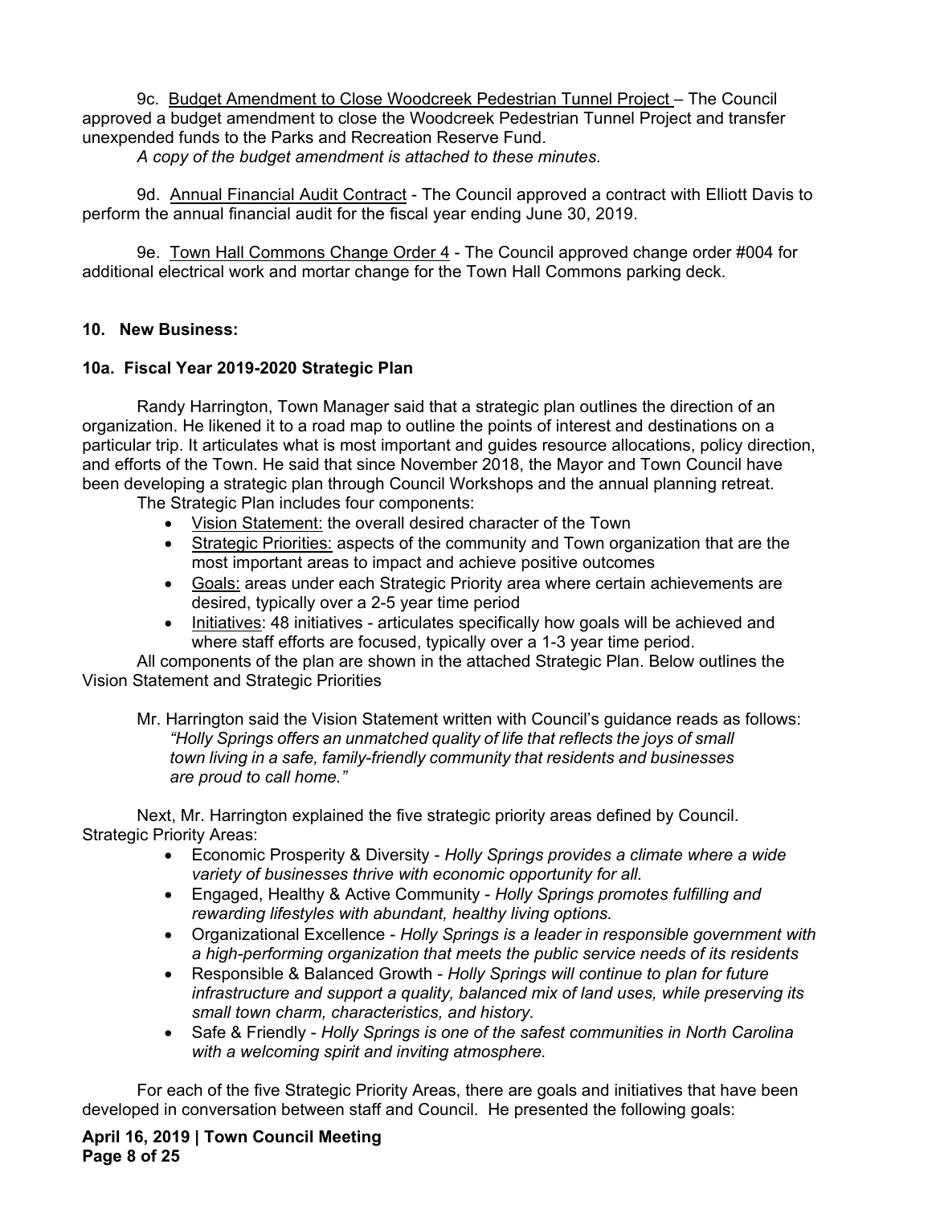9c. <u>Budget Amendment to Close Woodcreek Pedestrian Tunnel Project</u> – The Council approved a budget amendment to close the Woodcreek Pedestrian Tunnel Project and transfer unexpended funds to the Parks and Recreation Reserve Fund.

*A copy of the budget amendment is attached to these minutes.*

9d. <u>Annual Financial Audit Contract</u> - The Council approved a contract with Elliott Davis to perform the annual financial audit for the fiscal year ending June 30, 2019.

9e. <u>Town Hall Commons Change Order 4</u> - The Council approved change order #004 for additional electrical work and mortar change for the Town Hall Commons parking deck.

**10. New Business:**

**10a. Fiscal Year 2019-2020 Strategic Plan**

Randy Harrington, Town Manager said that a strategic plan outlines the direction of an organization. He likened it to a road map to outline the points of interest and destinations on a particular trip. It articulates what is most important and guides resource allocations, policy direction, and efforts of the Town. He said that since November 2018, the Mayor and Town Council have been developing a strategic plan through Council Workshops and the annual planning retreat.

The Strategic Plan includes four components:

- <u>Vision Statement:</u> the overall desired character of the Town
- <u>Strategic Priorities:</u> aspects of the community and Town organization that are the most important areas to impact and achieve positive outcomes
- <u>Goals:</u> areas under each Strategic Priority area where certain achievements are desired, typically over a 2-5 year time period
- <u>Initiatives</u>: 48 initiatives - articulates specifically how goals will be achieved and where staff efforts are focused, typically over a 1-3 year time period.

All components of the plan are shown in the attached Strategic Plan. Below outlines the Vision Statement and Strategic Priorities

Mr. Harrington said the Vision Statement written with Council's guidance reads as follows:

*"Holly Springs offers an unmatched quality of life that reflects the joys of small town living in a safe, family-friendly community that residents and businesses are proud to call home."*

Next, Mr. Harrington explained the five strategic priority areas defined by Council.
Strategic Priority Areas:

- Economic Prosperity & Diversity - *Holly Springs provides a climate where a wide variety of businesses thrive with economic opportunity for all.*
- Engaged, Healthy & Active Community - *Holly Springs promotes fulfilling and rewarding lifestyles with abundant, healthy living options.*
- Organizational Excellence - *Holly Springs is a leader in responsible government with a high-performing organization that meets the public service needs of its residents*
- Responsible & Balanced Growth - *Holly Springs will continue to plan for future infrastructure and support a quality, balanced mix of land uses, while preserving its small town charm, characteristics, and history.*
- Safe & Friendly - *Holly Springs is one of the safest communities in North Carolina with a welcoming spirit and inviting atmosphere.*

For each of the five Strategic Priority Areas, there are goals and initiatives that have been developed in conversation between staff and Council. He presented the following goals: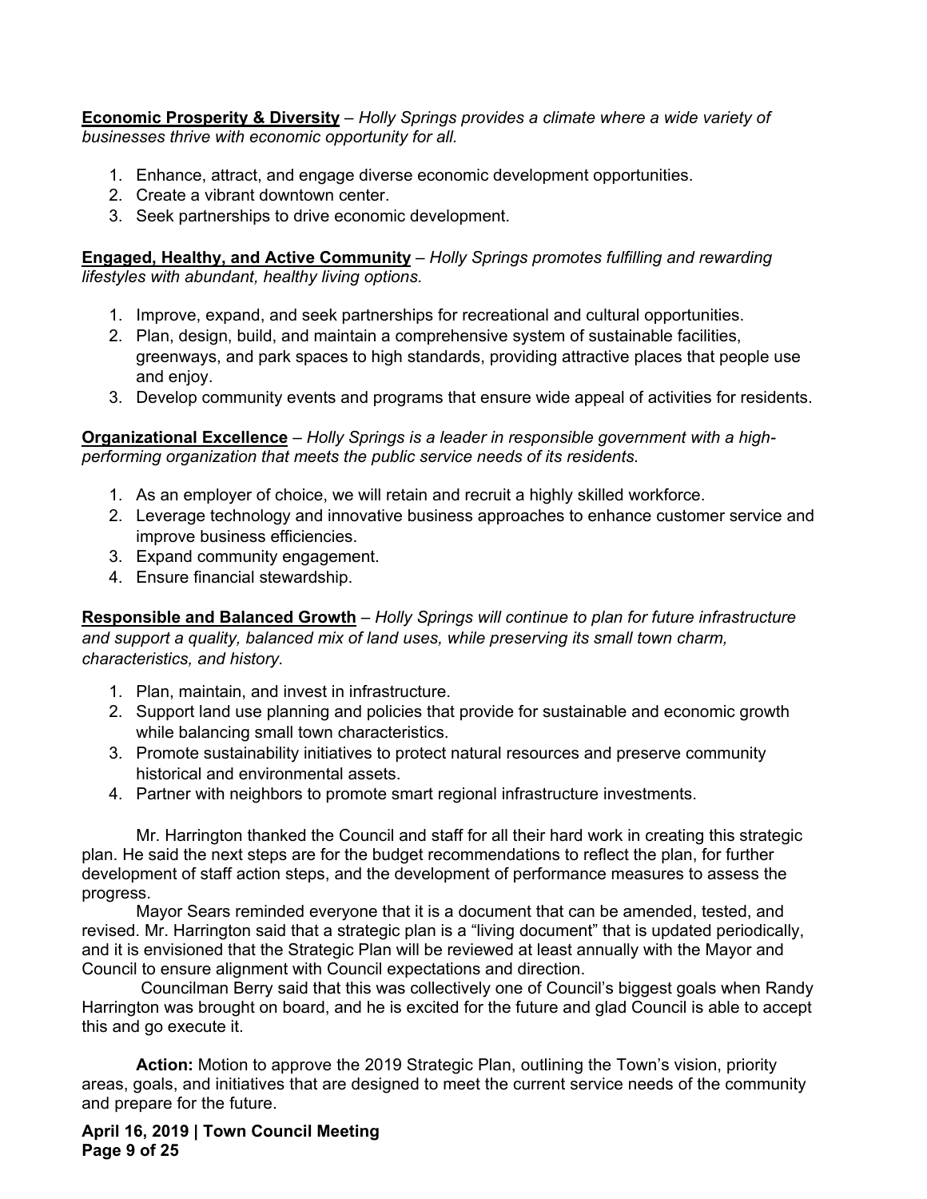**<u>Economic Prosperity & Diversity</u>** – *Holly Springs provides a climate where a wide variety of businesses thrive with economic opportunity for all.*

1. Enhance, attract, and engage diverse economic development opportunities.
2. Create a vibrant downtown center.
3. Seek partnerships to drive economic development.

**<u>Engaged, Healthy, and Active Community</u>** – *Holly Springs promotes fulfilling and rewarding lifestyles with abundant, healthy living options.*

1. Improve, expand, and seek partnerships for recreational and cultural opportunities.
2. Plan, design, build, and maintain a comprehensive system of sustainable facilities, greenways, and park spaces to high standards, providing attractive places that people use and enjoy.
3. Develop community events and programs that ensure wide appeal of activities for residents.

**<u>Organizational Excellence</u>** – *Holly Springs is a leader in responsible government with a high-performing organization that meets the public service needs of its residents.*

1. As an employer of choice, we will retain and recruit a highly skilled workforce.
2. Leverage technology and innovative business approaches to enhance customer service and improve business efficiencies.
3. Expand community engagement.
4. Ensure financial stewardship.

**<u>Responsible and Balanced Growth</u>** – *Holly Springs will continue to plan for future infrastructure and support a quality, balanced mix of land uses, while preserving its small town charm, characteristics, and history.*

1. Plan, maintain, and invest in infrastructure.
2. Support land use planning and policies that provide for sustainable and economic growth while balancing small town characteristics.
3. Promote sustainability initiatives to protect natural resources and preserve community historical and environmental assets.
4. Partner with neighbors to promote smart regional infrastructure investments.

Mr. Harrington thanked the Council and staff for all their hard work in creating this strategic plan. He said the next steps are for the budget recommendations to reflect the plan, for further development of staff action steps, and the development of performance measures to assess the progress.

Mayor Sears reminded everyone that it is a document that can be amended, tested, and revised. Mr. Harrington said that a strategic plan is a "living document" that is updated periodically, and it is envisioned that the Strategic Plan will be reviewed at least annually with the Mayor and Council to ensure alignment with Council expectations and direction.

Councilman Berry said that this was collectively one of Council's biggest goals when Randy Harrington was brought on board, and he is excited for the future and glad Council is able to accept this and go execute it.

**Action:** Motion to approve the 2019 Strategic Plan, outlining the Town's vision, priority areas, goals, and initiatives that are designed to meet the current service needs of the community and prepare for the future.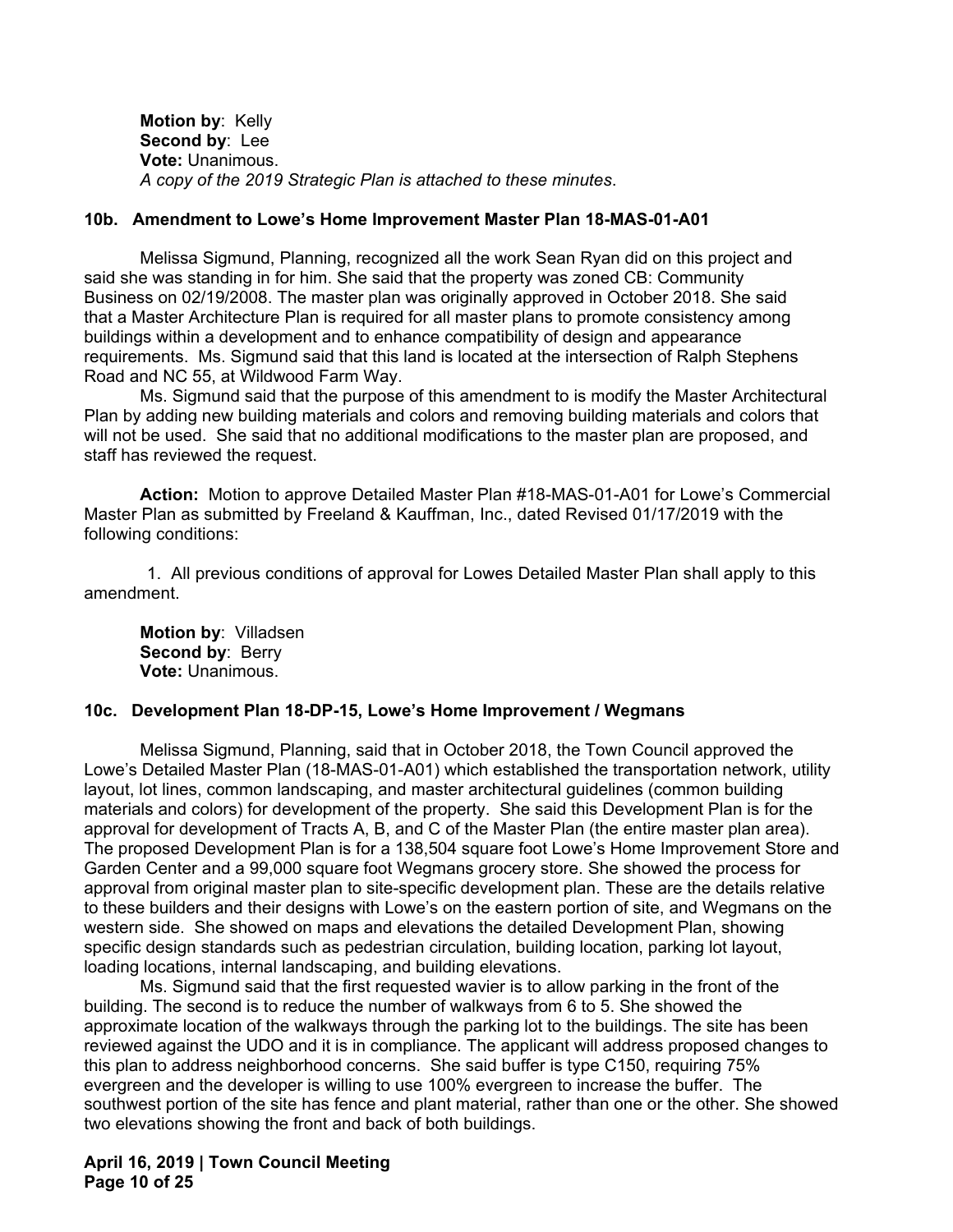**Motion by**: Kelly
**Second by**: Lee
**Vote:** Unanimous.
*A copy of the 2019 Strategic Plan is attached to these minutes*.

### 10b. Amendment to Lowe's Home Improvement Master Plan 18-MAS-01-A01

Melissa Sigmund, Planning, recognized all the work Sean Ryan did on this project and said she was standing in for him. She said that the property was zoned CB: Community Business on 02/19/2008. The master plan was originally approved in October 2018. She said that a Master Architecture Plan is required for all master plans to promote consistency among buildings within a development and to enhance compatibility of design and appearance requirements. Ms. Sigmund said that this land is located at the intersection of Ralph Stephens Road and NC 55, at Wildwood Farm Way.

Ms. Sigmund said that the purpose of this amendment to is modify the Master Architectural Plan by adding new building materials and colors and removing building materials and colors that will not be used. She said that no additional modifications to the master plan are proposed, and staff has reviewed the request.

**Action:** Motion to approve Detailed Master Plan #18-MAS-01-A01 for Lowe's Commercial Master Plan as submitted by Freeland & Kauffman, Inc., dated Revised 01/17/2019 with the following conditions:

1. All previous conditions of approval for Lowes Detailed Master Plan shall apply to this amendment.

**Motion by**: Villadsen
**Second by**: Berry
**Vote:** Unanimous.

### 10c. Development Plan 18-DP-15, Lowe's Home Improvement / Wegmans

Melissa Sigmund, Planning, said that in October 2018, the Town Council approved the Lowe's Detailed Master Plan (18-MAS-01-A01) which established the transportation network, utility layout, lot lines, common landscaping, and master architectural guidelines (common building materials and colors) for development of the property. She said this Development Plan is for the approval for development of Tracts A, B, and C of the Master Plan (the entire master plan area). The proposed Development Plan is for a 138,504 square foot Lowe's Home Improvement Store and Garden Center and a 99,000 square foot Wegmans grocery store. She showed the process for approval from original master plan to site-specific development plan. These are the details relative to these builders and their designs with Lowe's on the eastern portion of site, and Wegmans on the western side. She showed on maps and elevations the detailed Development Plan, showing specific design standards such as pedestrian circulation, building location, parking lot layout, loading locations, internal landscaping, and building elevations.

Ms. Sigmund said that the first requested wavier is to allow parking in the front of the building. The second is to reduce the number of walkways from 6 to 5. She showed the approximate location of the walkways through the parking lot to the buildings. The site has been reviewed against the UDO and it is in compliance. The applicant will address proposed changes to this plan to address neighborhood concerns. She said buffer is type C150, requiring 75% evergreen and the developer is willing to use 100% evergreen to increase the buffer. The southwest portion of the site has fence and plant material, rather than one or the other. She showed two elevations showing the front and back of both buildings.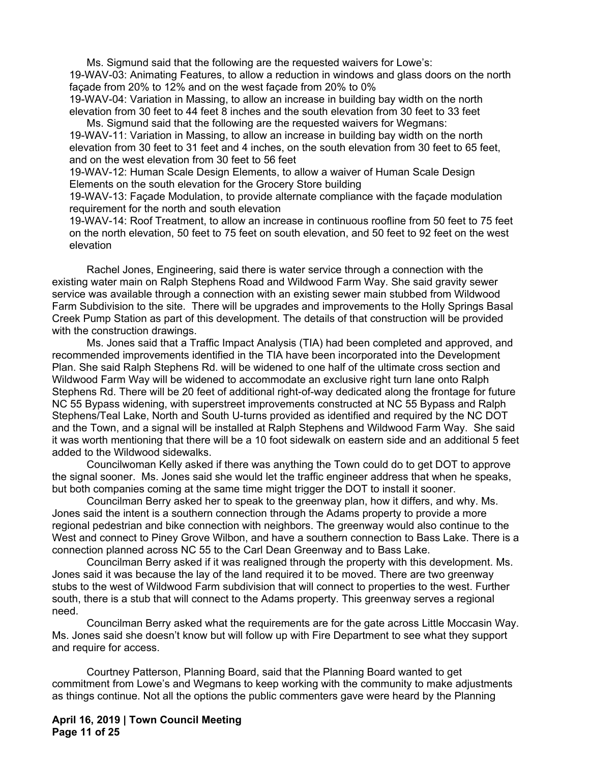Ms. Sigmund said that the following are the requested waivers for Lowe's:

19-WAV-03: Animating Features, to allow a reduction in windows and glass doors on the north façade from 20% to 12% and on the west façade from 20% to 0%

19-WAV-04: Variation in Massing, to allow an increase in building bay width on the north elevation from 30 feet to 44 feet 8 inches and the south elevation from 30 feet to 33 feet

Ms. Sigmund said that the following are the requested waivers for Wegmans:

19-WAV-11: Variation in Massing, to allow an increase in building bay width on the north elevation from 30 feet to 31 feet and 4 inches, on the south elevation from 30 feet to 65 feet, and on the west elevation from 30 feet to 56 feet

19-WAV-12: Human Scale Design Elements, to allow a waiver of Human Scale Design Elements on the south elevation for the Grocery Store building

19-WAV-13: Façade Modulation, to provide alternate compliance with the façade modulation requirement for the north and south elevation

19-WAV-14: Roof Treatment, to allow an increase in continuous roofline from 50 feet to 75 feet on the north elevation, 50 feet to 75 feet on south elevation, and 50 feet to 92 feet on the west elevation

Rachel Jones, Engineering, said there is water service through a connection with the existing water main on Ralph Stephens Road and Wildwood Farm Way. She said gravity sewer service was available through a connection with an existing sewer main stubbed from Wildwood Farm Subdivision to the site. There will be upgrades and improvements to the Holly Springs Basal Creek Pump Station as part of this development. The details of that construction will be provided with the construction drawings.

Ms. Jones said that a Traffic Impact Analysis (TIA) had been completed and approved, and recommended improvements identified in the TIA have been incorporated into the Development Plan. She said Ralph Stephens Rd. will be widened to one half of the ultimate cross section and Wildwood Farm Way will be widened to accommodate an exclusive right turn lane onto Ralph Stephens Rd. There will be 20 feet of additional right-of-way dedicated along the frontage for future NC 55 Bypass widening, with superstreet improvements constructed at NC 55 Bypass and Ralph Stephens/Teal Lake, North and South U-turns provided as identified and required by the NC DOT and the Town, and a signal will be installed at Ralph Stephens and Wildwood Farm Way. She said it was worth mentioning that there will be a 10 foot sidewalk on eastern side and an additional 5 feet added to the Wildwood sidewalks.

Councilwoman Kelly asked if there was anything the Town could do to get DOT to approve the signal sooner. Ms. Jones said she would let the traffic engineer address that when he speaks, but both companies coming at the same time might trigger the DOT to install it sooner.

Councilman Berry asked her to speak to the greenway plan, how it differs, and why. Ms. Jones said the intent is a southern connection through the Adams property to provide a more regional pedestrian and bike connection with neighbors. The greenway would also continue to the West and connect to Piney Grove Wilbon, and have a southern connection to Bass Lake. There is a connection planned across NC 55 to the Carl Dean Greenway and to Bass Lake.

Councilman Berry asked if it was realigned through the property with this development. Ms. Jones said it was because the lay of the land required it to be moved. There are two greenway stubs to the west of Wildwood Farm subdivision that will connect to properties to the west. Further south, there is a stub that will connect to the Adams property. This greenway serves a regional need.

Councilman Berry asked what the requirements are for the gate across Little Moccasin Way. Ms. Jones said she doesn't know but will follow up with Fire Department to see what they support and require for access.

Courtney Patterson, Planning Board, said that the Planning Board wanted to get commitment from Lowe's and Wegmans to keep working with the community to make adjustments as things continue. Not all the options the public commenters gave were heard by the Planning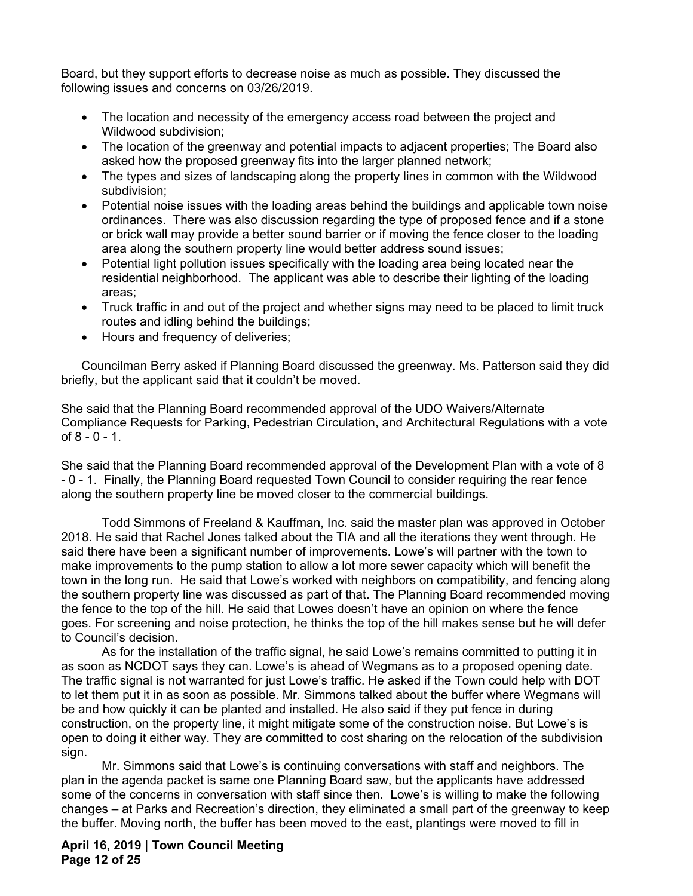Board, but they support efforts to decrease noise as much as possible. They discussed the following issues and concerns on 03/26/2019.

- The location and necessity of the emergency access road between the project and Wildwood subdivision;
- The location of the greenway and potential impacts to adjacent properties; The Board also asked how the proposed greenway fits into the larger planned network;
- The types and sizes of landscaping along the property lines in common with the Wildwood subdivision;
- Potential noise issues with the loading areas behind the buildings and applicable town noise ordinances. There was also discussion regarding the type of proposed fence and if a stone or brick wall may provide a better sound barrier or if moving the fence closer to the loading area along the southern property line would better address sound issues;
- Potential light pollution issues specifically with the loading area being located near the residential neighborhood. The applicant was able to describe their lighting of the loading areas;
- Truck traffic in and out of the project and whether signs may need to be placed to limit truck routes and idling behind the buildings;
- Hours and frequency of deliveries;

Councilman Berry asked if Planning Board discussed the greenway. Ms. Patterson said they did briefly, but the applicant said that it couldn't be moved.

She said that the Planning Board recommended approval of the UDO Waivers/Alternate Compliance Requests for Parking, Pedestrian Circulation, and Architectural Regulations with a vote of 8 - 0 - 1.

She said that the Planning Board recommended approval of the Development Plan with a vote of 8 - 0 - 1. Finally, the Planning Board requested Town Council to consider requiring the rear fence along the southern property line be moved closer to the commercial buildings.

Todd Simmons of Freeland & Kauffman, Inc. said the master plan was approved in October 2018. He said that Rachel Jones talked about the TIA and all the iterations they went through. He said there have been a significant number of improvements. Lowe's will partner with the town to make improvements to the pump station to allow a lot more sewer capacity which will benefit the town in the long run. He said that Lowe's worked with neighbors on compatibility, and fencing along the southern property line was discussed as part of that. The Planning Board recommended moving the fence to the top of the hill. He said that Lowes doesn't have an opinion on where the fence goes. For screening and noise protection, he thinks the top of the hill makes sense but he will defer to Council's decision.

As for the installation of the traffic signal, he said Lowe's remains committed to putting it in as soon as NCDOT says they can. Lowe's is ahead of Wegmans as to a proposed opening date. The traffic signal is not warranted for just Lowe's traffic. He asked if the Town could help with DOT to let them put it in as soon as possible. Mr. Simmons talked about the buffer where Wegmans will be and how quickly it can be planted and installed. He also said if they put fence in during construction, on the property line, it might mitigate some of the construction noise. But Lowe's is open to doing it either way. They are committed to cost sharing on the relocation of the subdivision sign.

Mr. Simmons said that Lowe's is continuing conversations with staff and neighbors. The plan in the agenda packet is same one Planning Board saw, but the applicants have addressed some of the concerns in conversation with staff since then. Lowe's is willing to make the following changes – at Parks and Recreation's direction, they eliminated a small part of the greenway to keep the buffer. Moving north, the buffer has been moved to the east, plantings were moved to fill in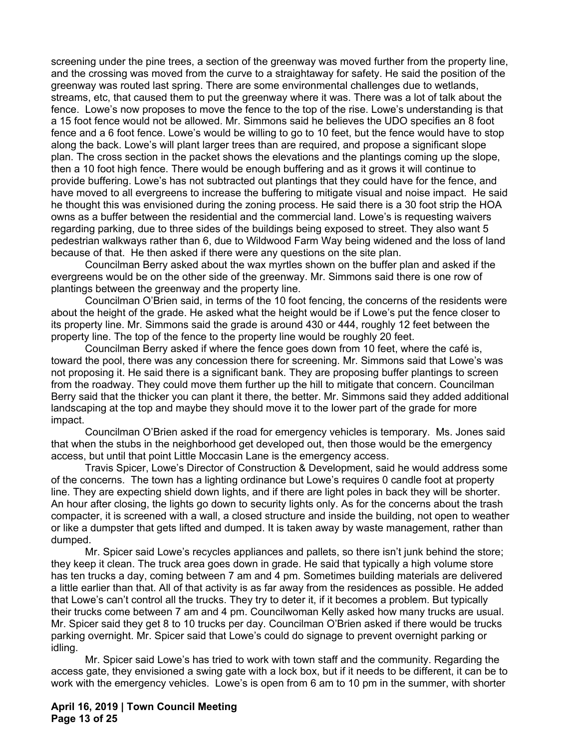screening under the pine trees, a section of the greenway was moved further from the property line, and the crossing was moved from the curve to a straightaway for safety. He said the position of the greenway was routed last spring. There are some environmental challenges due to wetlands, streams, etc, that caused them to put the greenway where it was. There was a lot of talk about the fence. Lowe's now proposes to move the fence to the top of the rise. Lowe's understanding is that a 15 foot fence would not be allowed. Mr. Simmons said he believes the UDO specifies an 8 foot fence and a 6 foot fence. Lowe's would be willing to go to 10 feet, but the fence would have to stop along the back. Lowe's will plant larger trees than are required, and propose a significant slope plan. The cross section in the packet shows the elevations and the plantings coming up the slope, then a 10 foot high fence. There would be enough buffering and as it grows it will continue to provide buffering. Lowe's has not subtracted out plantings that they could have for the fence, and have moved to all evergreens to increase the buffering to mitigate visual and noise impact. He said he thought this was envisioned during the zoning process. He said there is a 30 foot strip the HOA owns as a buffer between the residential and the commercial land. Lowe's is requesting waivers regarding parking, due to three sides of the buildings being exposed to street. They also want 5 pedestrian walkways rather than 6, due to Wildwood Farm Way being widened and the loss of land because of that. He then asked if there were any questions on the site plan.

Councilman Berry asked about the wax myrtles shown on the buffer plan and asked if the evergreens would be on the other side of the greenway. Mr. Simmons said there is one row of plantings between the greenway and the property line.

Councilman O'Brien said, in terms of the 10 foot fencing, the concerns of the residents were about the height of the grade. He asked what the height would be if Lowe's put the fence closer to its property line. Mr. Simmons said the grade is around 430 or 444, roughly 12 feet between the property line. The top of the fence to the property line would be roughly 20 feet.

Councilman Berry asked if where the fence goes down from 10 feet, where the café is, toward the pool, there was any concession there for screening. Mr. Simmons said that Lowe's was not proposing it. He said there is a significant bank. They are proposing buffer plantings to screen from the roadway. They could move them further up the hill to mitigate that concern. Councilman Berry said that the thicker you can plant it there, the better. Mr. Simmons said they added additional landscaping at the top and maybe they should move it to the lower part of the grade for more impact.

Councilman O'Brien asked if the road for emergency vehicles is temporary. Ms. Jones said that when the stubs in the neighborhood get developed out, then those would be the emergency access, but until that point Little Moccasin Lane is the emergency access.

Travis Spicer, Lowe's Director of Construction & Development, said he would address some of the concerns. The town has a lighting ordinance but Lowe's requires 0 candle foot at property line. They are expecting shield down lights, and if there are light poles in back they will be shorter. An hour after closing, the lights go down to security lights only. As for the concerns about the trash compacter, it is screened with a wall, a closed structure and inside the building, not open to weather or like a dumpster that gets lifted and dumped. It is taken away by waste management, rather than dumped.

Mr. Spicer said Lowe's recycles appliances and pallets, so there isn't junk behind the store; they keep it clean. The truck area goes down in grade. He said that typically a high volume store has ten trucks a day, coming between 7 am and 4 pm. Sometimes building materials are delivered a little earlier than that. All of that activity is as far away from the residences as possible. He added that Lowe's can't control all the trucks. They try to deter it, if it becomes a problem. But typically their trucks come between 7 am and 4 pm. Councilwoman Kelly asked how many trucks are usual. Mr. Spicer said they get 8 to 10 trucks per day. Councilman O'Brien asked if there would be trucks parking overnight. Mr. Spicer said that Lowe's could do signage to prevent overnight parking or idling.

Mr. Spicer said Lowe's has tried to work with town staff and the community. Regarding the access gate, they envisioned a swing gate with a lock box, but if it needs to be different, it can be to work with the emergency vehicles. Lowe's is open from 6 am to 10 pm in the summer, with shorter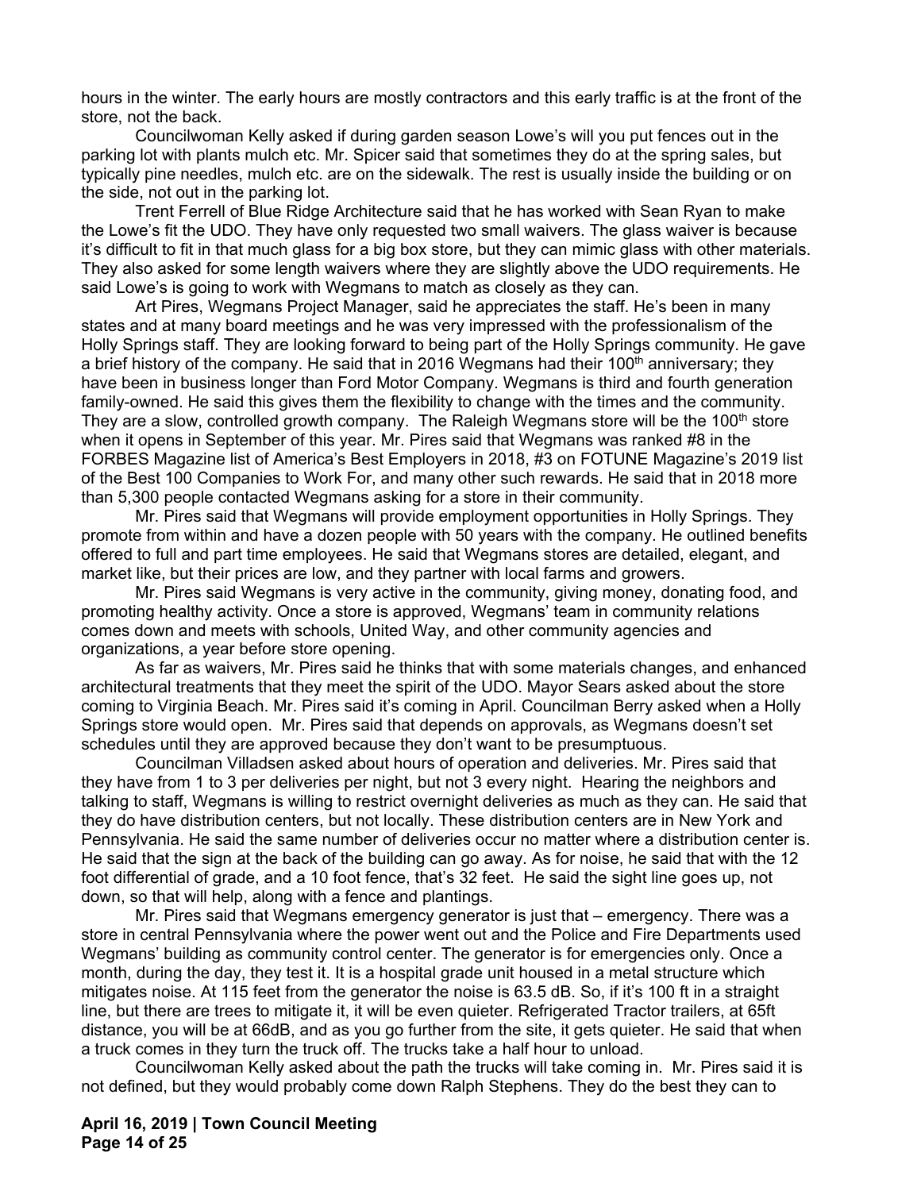hours in the winter. The early hours are mostly contractors and this early traffic is at the front of the store, not the back.

Councilwoman Kelly asked if during garden season Lowe's will you put fences out in the parking lot with plants mulch etc. Mr. Spicer said that sometimes they do at the spring sales, but typically pine needles, mulch etc. are on the sidewalk. The rest is usually inside the building or on the side, not out in the parking lot.

Trent Ferrell of Blue Ridge Architecture said that he has worked with Sean Ryan to make the Lowe's fit the UDO. They have only requested two small waivers. The glass waiver is because it's difficult to fit in that much glass for a big box store, but they can mimic glass with other materials. They also asked for some length waivers where they are slightly above the UDO requirements. He said Lowe's is going to work with Wegmans to match as closely as they can.

Art Pires, Wegmans Project Manager, said he appreciates the staff. He's been in many states and at many board meetings and he was very impressed with the professionalism of the Holly Springs staff. They are looking forward to being part of the Holly Springs community. He gave a brief history of the company. He said that in 2016 Wegmans had their 100th anniversary; they have been in business longer than Ford Motor Company. Wegmans is third and fourth generation family-owned. He said this gives them the flexibility to change with the times and the community. They are a slow, controlled growth company. The Raleigh Wegmans store will be the 100th store when it opens in September of this year. Mr. Pires said that Wegmans was ranked #8 in the FORBES Magazine list of America's Best Employers in 2018, #3 on FOTUNE Magazine's 2019 list of the Best 100 Companies to Work For, and many other such rewards. He said that in 2018 more than 5,300 people contacted Wegmans asking for a store in their community.

Mr. Pires said that Wegmans will provide employment opportunities in Holly Springs. They promote from within and have a dozen people with 50 years with the company. He outlined benefits offered to full and part time employees. He said that Wegmans stores are detailed, elegant, and market like, but their prices are low, and they partner with local farms and growers.

Mr. Pires said Wegmans is very active in the community, giving money, donating food, and promoting healthy activity. Once a store is approved, Wegmans' team in community relations comes down and meets with schools, United Way, and other community agencies and organizations, a year before store opening.

As far as waivers, Mr. Pires said he thinks that with some materials changes, and enhanced architectural treatments that they meet the spirit of the UDO. Mayor Sears asked about the store coming to Virginia Beach. Mr. Pires said it's coming in April. Councilman Berry asked when a Holly Springs store would open. Mr. Pires said that depends on approvals, as Wegmans doesn't set schedules until they are approved because they don't want to be presumptuous.

Councilman Villadsen asked about hours of operation and deliveries. Mr. Pires said that they have from 1 to 3 per deliveries per night, but not 3 every night. Hearing the neighbors and talking to staff, Wegmans is willing to restrict overnight deliveries as much as they can. He said that they do have distribution centers, but not locally. These distribution centers are in New York and Pennsylvania. He said the same number of deliveries occur no matter where a distribution center is. He said that the sign at the back of the building can go away. As for noise, he said that with the 12 foot differential of grade, and a 10 foot fence, that's 32 feet. He said the sight line goes up, not down, so that will help, along with a fence and plantings.

Mr. Pires said that Wegmans emergency generator is just that – emergency. There was a store in central Pennsylvania where the power went out and the Police and Fire Departments used Wegmans' building as community control center. The generator is for emergencies only. Once a month, during the day, they test it. It is a hospital grade unit housed in a metal structure which mitigates noise. At 115 feet from the generator the noise is 63.5 dB. So, if it's 100 ft in a straight line, but there are trees to mitigate it, it will be even quieter. Refrigerated Tractor trailers, at 65ft distance, you will be at 66dB, and as you go further from the site, it gets quieter. He said that when a truck comes in they turn the truck off. The trucks take a half hour to unload.

Councilwoman Kelly asked about the path the trucks will take coming in. Mr. Pires said it is not defined, but they would probably come down Ralph Stephens. They do the best they can to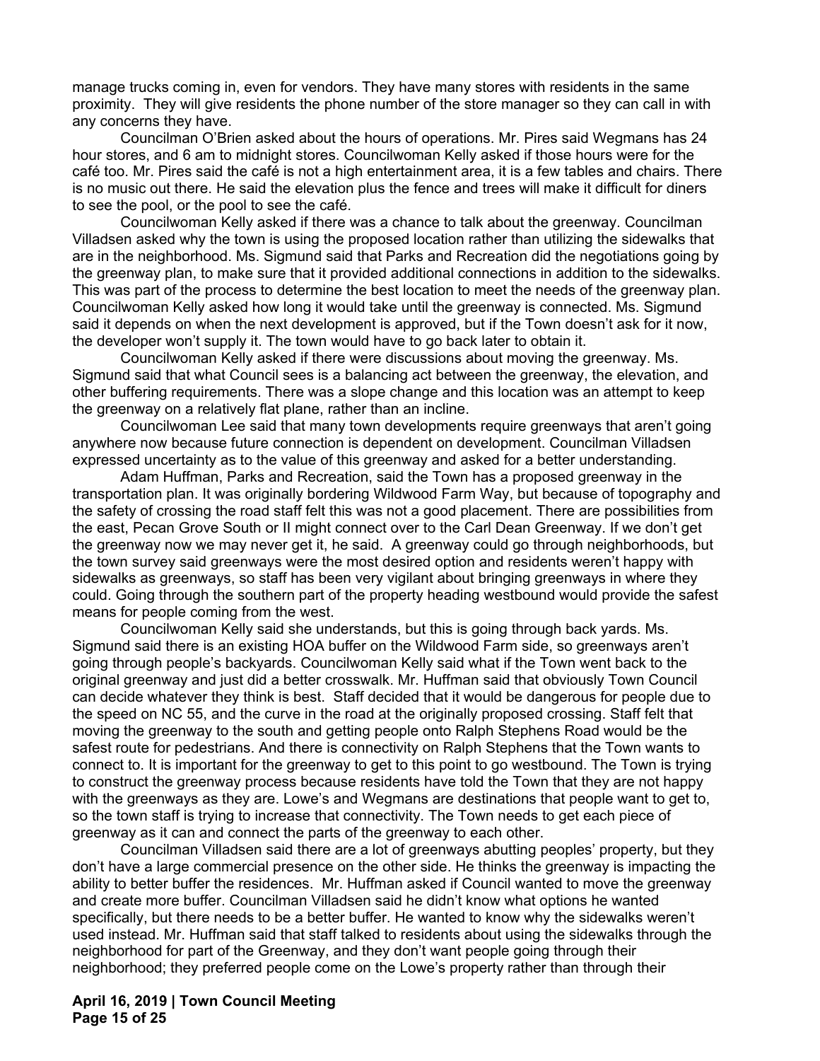manage trucks coming in, even for vendors. They have many stores with residents in the same proximity. They will give residents the phone number of the store manager so they can call in with any concerns they have.

Councilman O'Brien asked about the hours of operations. Mr. Pires said Wegmans has 24 hour stores, and 6 am to midnight stores. Councilwoman Kelly asked if those hours were for the café too. Mr. Pires said the café is not a high entertainment area, it is a few tables and chairs. There is no music out there. He said the elevation plus the fence and trees will make it difficult for diners to see the pool, or the pool to see the café.

Councilwoman Kelly asked if there was a chance to talk about the greenway. Councilman Villadsen asked why the town is using the proposed location rather than utilizing the sidewalks that are in the neighborhood. Ms. Sigmund said that Parks and Recreation did the negotiations going by the greenway plan, to make sure that it provided additional connections in addition to the sidewalks. This was part of the process to determine the best location to meet the needs of the greenway plan. Councilwoman Kelly asked how long it would take until the greenway is connected. Ms. Sigmund said it depends on when the next development is approved, but if the Town doesn't ask for it now, the developer won't supply it. The town would have to go back later to obtain it.

Councilwoman Kelly asked if there were discussions about moving the greenway. Ms. Sigmund said that what Council sees is a balancing act between the greenway, the elevation, and other buffering requirements. There was a slope change and this location was an attempt to keep the greenway on a relatively flat plane, rather than an incline.

Councilwoman Lee said that many town developments require greenways that aren't going anywhere now because future connection is dependent on development. Councilman Villadsen expressed uncertainty as to the value of this greenway and asked for a better understanding.

Adam Huffman, Parks and Recreation, said the Town has a proposed greenway in the transportation plan. It was originally bordering Wildwood Farm Way, but because of topography and the safety of crossing the road staff felt this was not a good placement. There are possibilities from the east, Pecan Grove South or II might connect over to the Carl Dean Greenway. If we don't get the greenway now we may never get it, he said. A greenway could go through neighborhoods, but the town survey said greenways were the most desired option and residents weren't happy with sidewalks as greenways, so staff has been very vigilant about bringing greenways in where they could. Going through the southern part of the property heading westbound would provide the safest means for people coming from the west.

Councilwoman Kelly said she understands, but this is going through back yards. Ms. Sigmund said there is an existing HOA buffer on the Wildwood Farm side, so greenways aren't going through people's backyards. Councilwoman Kelly said what if the Town went back to the original greenway and just did a better crosswalk. Mr. Huffman said that obviously Town Council can decide whatever they think is best. Staff decided that it would be dangerous for people due to the speed on NC 55, and the curve in the road at the originally proposed crossing. Staff felt that moving the greenway to the south and getting people onto Ralph Stephens Road would be the safest route for pedestrians. And there is connectivity on Ralph Stephens that the Town wants to connect to. It is important for the greenway to get to this point to go westbound. The Town is trying to construct the greenway process because residents have told the Town that they are not happy with the greenways as they are. Lowe's and Wegmans are destinations that people want to get to, so the town staff is trying to increase that connectivity. The Town needs to get each piece of greenway as it can and connect the parts of the greenway to each other.

Councilman Villadsen said there are a lot of greenways abutting peoples' property, but they don't have a large commercial presence on the other side. He thinks the greenway is impacting the ability to better buffer the residences. Mr. Huffman asked if Council wanted to move the greenway and create more buffer. Councilman Villadsen said he didn't know what options he wanted specifically, but there needs to be a better buffer. He wanted to know why the sidewalks weren't used instead. Mr. Huffman said that staff talked to residents about using the sidewalks through the neighborhood for part of the Greenway, and they don't want people going through their neighborhood; they preferred people come on the Lowe's property rather than through their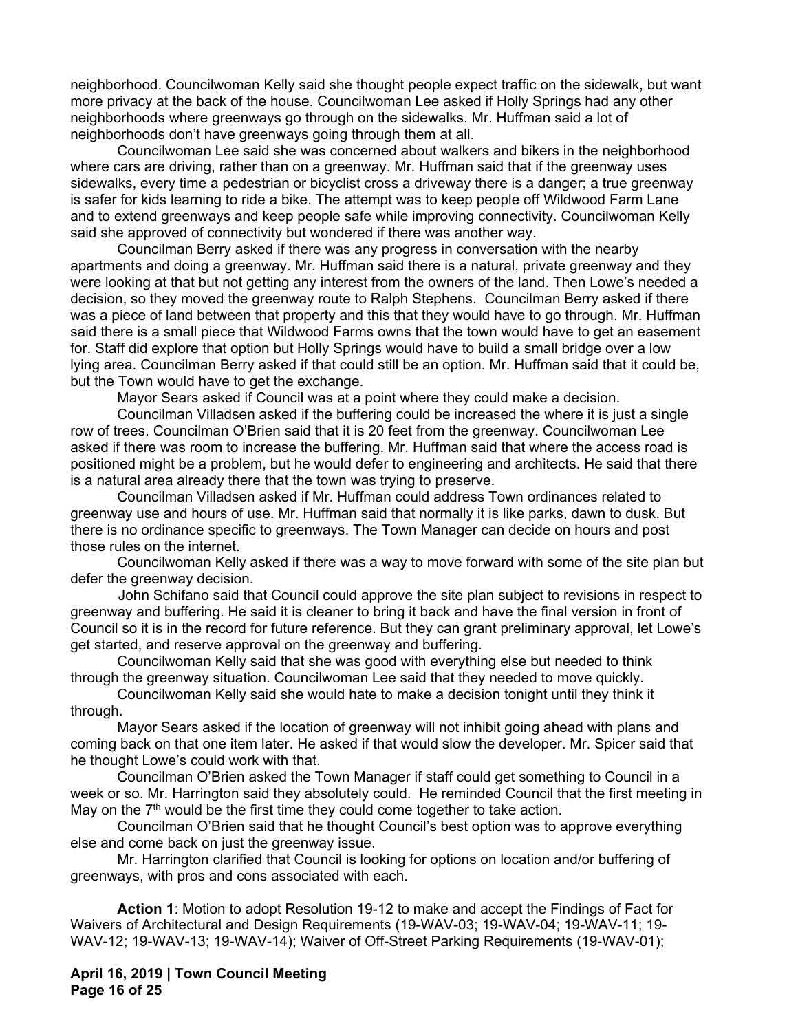neighborhood. Councilwoman Kelly said she thought people expect traffic on the sidewalk, but want more privacy at the back of the house. Councilwoman Lee asked if Holly Springs had any other neighborhoods where greenways go through on the sidewalks. Mr. Huffman said a lot of neighborhoods don't have greenways going through them at all.

Councilwoman Lee said she was concerned about walkers and bikers in the neighborhood where cars are driving, rather than on a greenway. Mr. Huffman said that if the greenway uses sidewalks, every time a pedestrian or bicyclist cross a driveway there is a danger; a true greenway is safer for kids learning to ride a bike. The attempt was to keep people off Wildwood Farm Lane and to extend greenways and keep people safe while improving connectivity. Councilwoman Kelly said she approved of connectivity but wondered if there was another way.

Councilman Berry asked if there was any progress in conversation with the nearby apartments and doing a greenway. Mr. Huffman said there is a natural, private greenway and they were looking at that but not getting any interest from the owners of the land. Then Lowe's needed a decision, so they moved the greenway route to Ralph Stephens. Councilman Berry asked if there was a piece of land between that property and this that they would have to go through. Mr. Huffman said there is a small piece that Wildwood Farms owns that the town would have to get an easement for. Staff did explore that option but Holly Springs would have to build a small bridge over a low lying area. Councilman Berry asked if that could still be an option. Mr. Huffman said that it could be, but the Town would have to get the exchange.

Mayor Sears asked if Council was at a point where they could make a decision.

Councilman Villadsen asked if the buffering could be increased the where it is just a single row of trees. Councilman O'Brien said that it is 20 feet from the greenway. Councilwoman Lee asked if there was room to increase the buffering. Mr. Huffman said that where the access road is positioned might be a problem, but he would defer to engineering and architects. He said that there is a natural area already there that the town was trying to preserve.

Councilman Villadsen asked if Mr. Huffman could address Town ordinances related to greenway use and hours of use. Mr. Huffman said that normally it is like parks, dawn to dusk. But there is no ordinance specific to greenways. The Town Manager can decide on hours and post those rules on the internet.

Councilwoman Kelly asked if there was a way to move forward with some of the site plan but defer the greenway decision.

John Schifano said that Council could approve the site plan subject to revisions in respect to greenway and buffering. He said it is cleaner to bring it back and have the final version in front of Council so it is in the record for future reference. But they can grant preliminary approval, let Lowe's get started, and reserve approval on the greenway and buffering.

Councilwoman Kelly said that she was good with everything else but needed to think through the greenway situation. Councilwoman Lee said that they needed to move quickly.

Councilwoman Kelly said she would hate to make a decision tonight until they think it through.

Mayor Sears asked if the location of greenway will not inhibit going ahead with plans and coming back on that one item later. He asked if that would slow the developer. Mr. Spicer said that he thought Lowe's could work with that.

Councilman O'Brien asked the Town Manager if staff could get something to Council in a week or so. Mr. Harrington said they absolutely could. He reminded Council that the first meeting in May on the 7th would be the first time they could come together to take action.

Councilman O'Brien said that he thought Council's best option was to approve everything else and come back on just the greenway issue.

Mr. Harrington clarified that Council is looking for options on location and/or buffering of greenways, with pros and cons associated with each.

**Action 1**: Motion to adopt Resolution 19-12 to make and accept the Findings of Fact for Waivers of Architectural and Design Requirements (19-WAV-03; 19-WAV-04; 19-WAV-11; 19-WAV-12; 19-WAV-13; 19-WAV-14); Waiver of Off-Street Parking Requirements (19-WAV-01);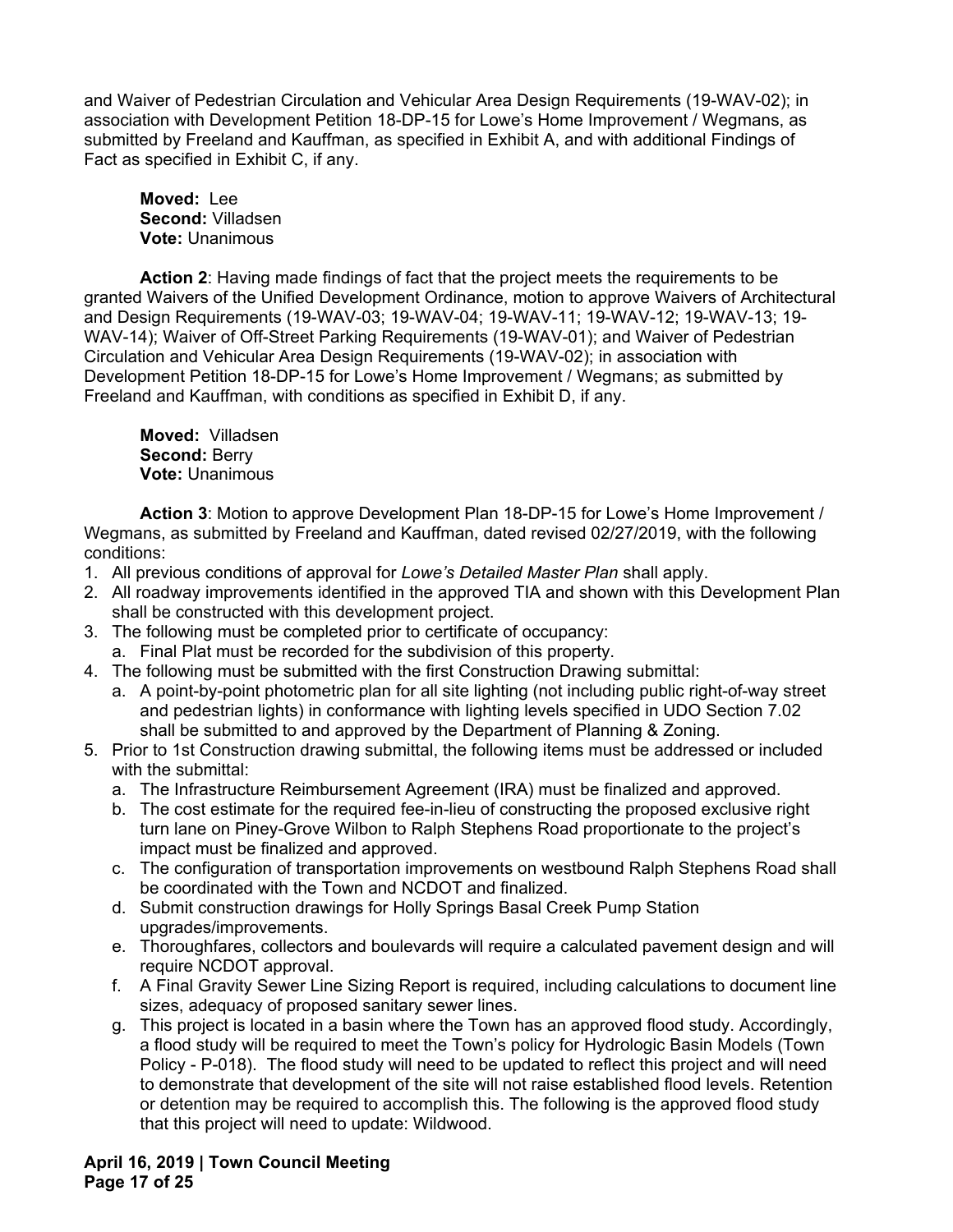and Waiver of Pedestrian Circulation and Vehicular Area Design Requirements (19-WAV-02); in association with Development Petition 18-DP-15 for Lowe's Home Improvement / Wegmans, as submitted by Freeland and Kauffman, as specified in Exhibit A, and with additional Findings of Fact as specified in Exhibit C, if any.

**Moved:** Lee
**Second:** Villadsen
**Vote:** Unanimous

**Action 2**: Having made findings of fact that the project meets the requirements to be granted Waivers of the Unified Development Ordinance, motion to approve Waivers of Architectural and Design Requirements (19-WAV-03; 19-WAV-04; 19-WAV-11; 19-WAV-12; 19-WAV-13; 19-WAV-14); Waiver of Off-Street Parking Requirements (19-WAV-01); and Waiver of Pedestrian Circulation and Vehicular Area Design Requirements (19-WAV-02); in association with Development Petition 18-DP-15 for Lowe's Home Improvement / Wegmans; as submitted by Freeland and Kauffman, with conditions as specified in Exhibit D, if any.

**Moved:** Villadsen
**Second:** Berry
**Vote:** Unanimous

**Action 3**: Motion to approve Development Plan 18-DP-15 for Lowe's Home Improvement / Wegmans, as submitted by Freeland and Kauffman, dated revised 02/27/2019, with the following conditions:

1. All previous conditions of approval for *Lowe's Detailed Master Plan* shall apply.
2. All roadway improvements identified in the approved TIA and shown with this Development Plan shall be constructed with this development project.
3. The following must be completed prior to certificate of occupancy:
   a. Final Plat must be recorded for the subdivision of this property.
4. The following must be submitted with the first Construction Drawing submittal:
   a. A point-by-point photometric plan for all site lighting (not including public right-of-way street and pedestrian lights) in conformance with lighting levels specified in UDO Section 7.02 shall be submitted to and approved by the Department of Planning & Zoning.
5. Prior to 1st Construction drawing submittal, the following items must be addressed or included with the submittal:
   a. The Infrastructure Reimbursement Agreement (IRA) must be finalized and approved.
   b. The cost estimate for the required fee-in-lieu of constructing the proposed exclusive right turn lane on Piney-Grove Wilbon to Ralph Stephens Road proportionate to the project's impact must be finalized and approved.
   c. The configuration of transportation improvements on westbound Ralph Stephens Road shall be coordinated with the Town and NCDOT and finalized.
   d. Submit construction drawings for Holly Springs Basal Creek Pump Station upgrades/improvements.
   e. Thoroughfares, collectors and boulevards will require a calculated pavement design and will require NCDOT approval.
   f. A Final Gravity Sewer Line Sizing Report is required, including calculations to document line sizes, adequacy of proposed sanitary sewer lines.
   g. This project is located in a basin where the Town has an approved flood study. Accordingly, a flood study will be required to meet the Town's policy for Hydrologic Basin Models (Town Policy - P-018). The flood study will need to be updated to reflect this project and will need to demonstrate that development of the site will not raise established flood levels. Retention or detention may be required to accomplish this. The following is the approved flood study that this project will need to update: Wildwood.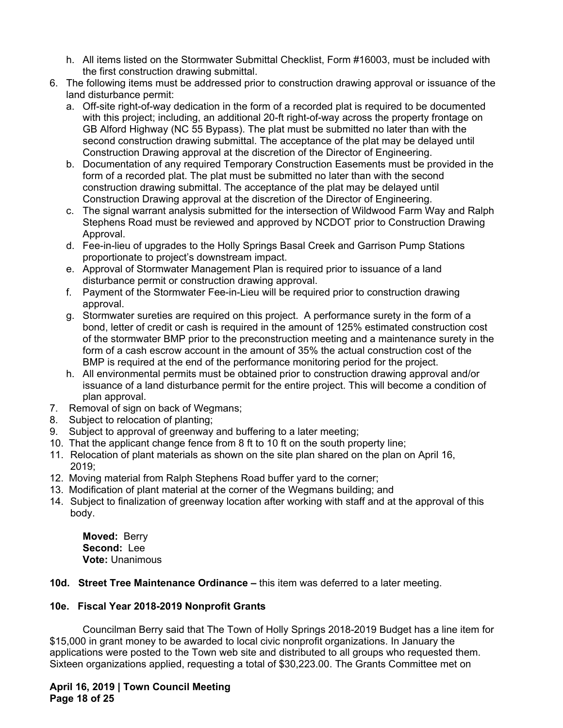h. All items listed on the Stormwater Submittal Checklist, Form #16003, must be included with the first construction drawing submittal.

6. The following items must be addressed prior to construction drawing approval or issuance of the land disturbance permit:
   a. Off-site right-of-way dedication in the form of a recorded plat is required to be documented with this project; including, an additional 20-ft right-of-way across the property frontage on GB Alford Highway (NC 55 Bypass). The plat must be submitted no later than with the second construction drawing submittal. The acceptance of the plat may be delayed until Construction Drawing approval at the discretion of the Director of Engineering.
   b. Documentation of any required Temporary Construction Easements must be provided in the form of a recorded plat. The plat must be submitted no later than with the second construction drawing submittal. The acceptance of the plat may be delayed until Construction Drawing approval at the discretion of the Director of Engineering.
   c. The signal warrant analysis submitted for the intersection of Wildwood Farm Way and Ralph Stephens Road must be reviewed and approved by NCDOT prior to Construction Drawing Approval.
   d. Fee-in-lieu of upgrades to the Holly Springs Basal Creek and Garrison Pump Stations proportionate to project's downstream impact.
   e. Approval of Stormwater Management Plan is required prior to issuance of a land disturbance permit or construction drawing approval.
   f. Payment of the Stormwater Fee-in-Lieu will be required prior to construction drawing approval.
   g. Stormwater sureties are required on this project. A performance surety in the form of a bond, letter of credit or cash is required in the amount of 125% estimated construction cost of the stormwater BMP prior to the preconstruction meeting and a maintenance surety in the form of a cash escrow account in the amount of 35% the actual construction cost of the BMP is required at the end of the performance monitoring period for the project.
   h. All environmental permits must be obtained prior to construction drawing approval and/or issuance of a land disturbance permit for the entire project. This will become a condition of plan approval.
7. Removal of sign on back of Wegmans;
8. Subject to relocation of planting;
9. Subject to approval of greenway and buffering to a later meeting;
10. That the applicant change fence from 8 ft to 10 ft on the south property line;
11. Relocation of plant materials as shown on the site plan shared on the plan on April 16, 2019;
12. Moving material from Ralph Stephens Road buffer yard to the corner;
13. Modification of plant material at the corner of the Wegmans building; and
14. Subject to finalization of greenway location after working with staff and at the approval of this body.

**Moved:** Berry
**Second:** Lee
**Vote:** Unanimous

**10d. Street Tree Maintenance Ordinance –** this item was deferred to a later meeting.

**10e. Fiscal Year 2018-2019 Nonprofit Grants**

Councilman Berry said that The Town of Holly Springs 2018-2019 Budget has a line item for $15,000 in grant money to be awarded to local civic nonprofit organizations. In January the applications were posted to the Town web site and distributed to all groups who requested them. Sixteen organizations applied, requesting a total of $30,223.00. The Grants Committee met on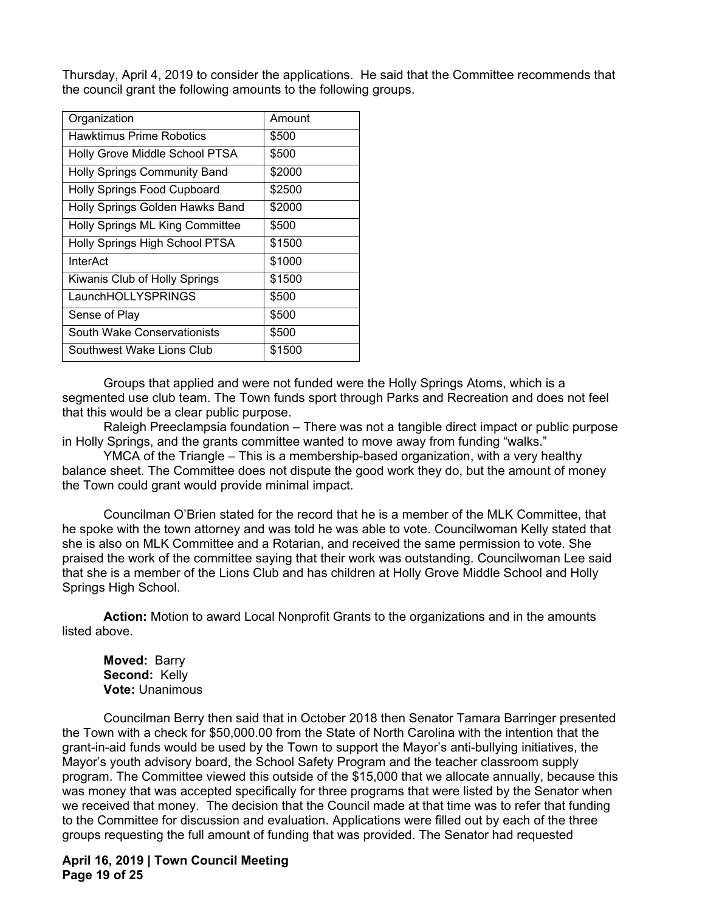Thursday, April 4, 2019 to consider the applications. He said that the Committee recommends that the council grant the following amounts to the following groups.

| Organization | Amount |
|---|---|
| Hawktimus Prime Robotics | $500 |
| Holly Grove Middle School PTSA | $500 |
| Holly Springs Community Band | $2000 |
| Holly Springs Food Cupboard | $2500 |
| Holly Springs Golden Hawks Band | $2000 |
| Holly Springs ML King Committee | $500 |
| Holly Springs High School PTSA | $1500 |
| InterAct | $1000 |
| Kiwanis Club of Holly Springs | $1500 |
| LaunchHOLLYSPRINGS | $500 |
| Sense of Play | $500 |
| South Wake Conservationists | $500 |
| Southwest Wake Lions Club | $1500 |

Groups that applied and were not funded were the Holly Springs Atoms, which is a segmented use club team. The Town funds sport through Parks and Recreation and does not feel that this would be a clear public purpose.

Raleigh Preeclampsia foundation – There was not a tangible direct impact or public purpose in Holly Springs, and the grants committee wanted to move away from funding "walks."

YMCA of the Triangle – This is a membership-based organization, with a very healthy balance sheet. The Committee does not dispute the good work they do, but the amount of money the Town could grant would provide minimal impact.

Councilman O'Brien stated for the record that he is a member of the MLK Committee, that he spoke with the town attorney and was told he was able to vote. Councilwoman Kelly stated that she is also on MLK Committee and a Rotarian, and received the same permission to vote. She praised the work of the committee saying that their work was outstanding. Councilwoman Lee said that she is a member of the Lions Club and has children at Holly Grove Middle School and Holly Springs High School.

**Action:** Motion to award Local Nonprofit Grants to the organizations and in the amounts listed above.

**Moved:** Barry
**Second:** Kelly
**Vote:** Unanimous

Councilman Berry then said that in October 2018 then Senator Tamara Barringer presented the Town with a check for $50,000.00 from the State of North Carolina with the intention that the grant-in-aid funds would be used by the Town to support the Mayor's anti-bullying initiatives, the Mayor's youth advisory board, the School Safety Program and the teacher classroom supply program. The Committee viewed this outside of the $15,000 that we allocate annually, because this was money that was accepted specifically for three programs that were listed by the Senator when we received that money. The decision that the Council made at that time was to refer that funding to the Committee for discussion and evaluation. Applications were filled out by each of the three groups requesting the full amount of funding that was provided. The Senator had requested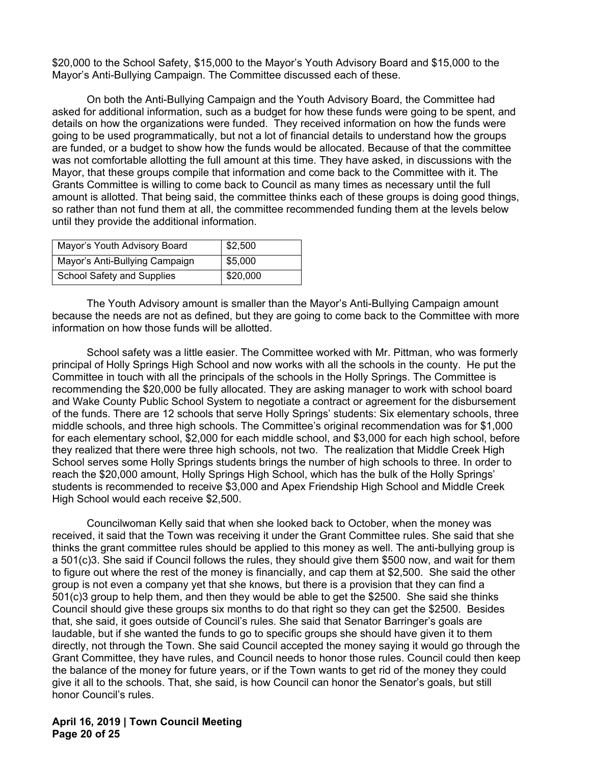$20,000 to the School Safety, $15,000 to the Mayor's Youth Advisory Board and $15,000 to the Mayor's Anti-Bullying Campaign. The Committee discussed each of these.

On both the Anti-Bullying Campaign and the Youth Advisory Board, the Committee had asked for additional information, such as a budget for how these funds were going to be spent, and details on how the organizations were funded. They received information on how the funds were going to be used programmatically, but not a lot of financial details to understand how the groups are funded, or a budget to show how the funds would be allocated. Because of that the committee was not comfortable allotting the full amount at this time. They have asked, in discussions with the Mayor, that these groups compile that information and come back to the Committee with it. The Grants Committee is willing to come back to Council as many times as necessary until the full amount is allotted. That being said, the committee thinks each of these groups is doing good things, so rather than not fund them at all, the committee recommended funding them at the levels below until they provide the additional information.

| | |
|---|---|
| Mayor's Youth Advisory Board | $2,500 |
| Mayor's Anti-Bullying Campaign | $5,000 |
| School Safety and Supplies | $20,000 |

The Youth Advisory amount is smaller than the Mayor's Anti-Bullying Campaign amount because the needs are not as defined, but they are going to come back to the Committee with more information on how those funds will be allotted.

School safety was a little easier. The Committee worked with Mr. Pittman, who was formerly principal of Holly Springs High School and now works with all the schools in the county. He put the Committee in touch with all the principals of the schools in the Holly Springs. The Committee is recommending the $20,000 be fully allocated. They are asking manager to work with school board and Wake County Public School System to negotiate a contract or agreement for the disbursement of the funds. There are 12 schools that serve Holly Springs' students: Six elementary schools, three middle schools, and three high schools. The Committee's original recommendation was for $1,000 for each elementary school, $2,000 for each middle school, and $3,000 for each high school, before they realized that there were three high schools, not two. The realization that Middle Creek High School serves some Holly Springs students brings the number of high schools to three. In order to reach the $20,000 amount, Holly Springs High School, which has the bulk of the Holly Springs' students is recommended to receive $3,000 and Apex Friendship High School and Middle Creek High School would each receive $2,500.

Councilwoman Kelly said that when she looked back to October, when the money was received, it said that the Town was receiving it under the Grant Committee rules. She said that she thinks the grant committee rules should be applied to this money as well. The anti-bullying group is a 501(c)3. She said if Council follows the rules, they should give them $500 now, and wait for them to figure out where the rest of the money is financially, and cap them at $2,500. She said the other group is not even a company yet that she knows, but there is a provision that they can find a 501(c)3 group to help them, and then they would be able to get the $2500. She said she thinks Council should give these groups six months to do that right so they can get the $2500. Besides that, she said, it goes outside of Council's rules. She said that Senator Barringer's goals are laudable, but if she wanted the funds to go to specific groups she should have given it to them directly, not through the Town. She said Council accepted the money saying it would go through the Grant Committee, they have rules, and Council needs to honor those rules. Council could then keep the balance of the money for future years, or if the Town wants to get rid of the money they could give it all to the schools. That, she said, is how Council can honor the Senator's goals, but still honor Council's rules.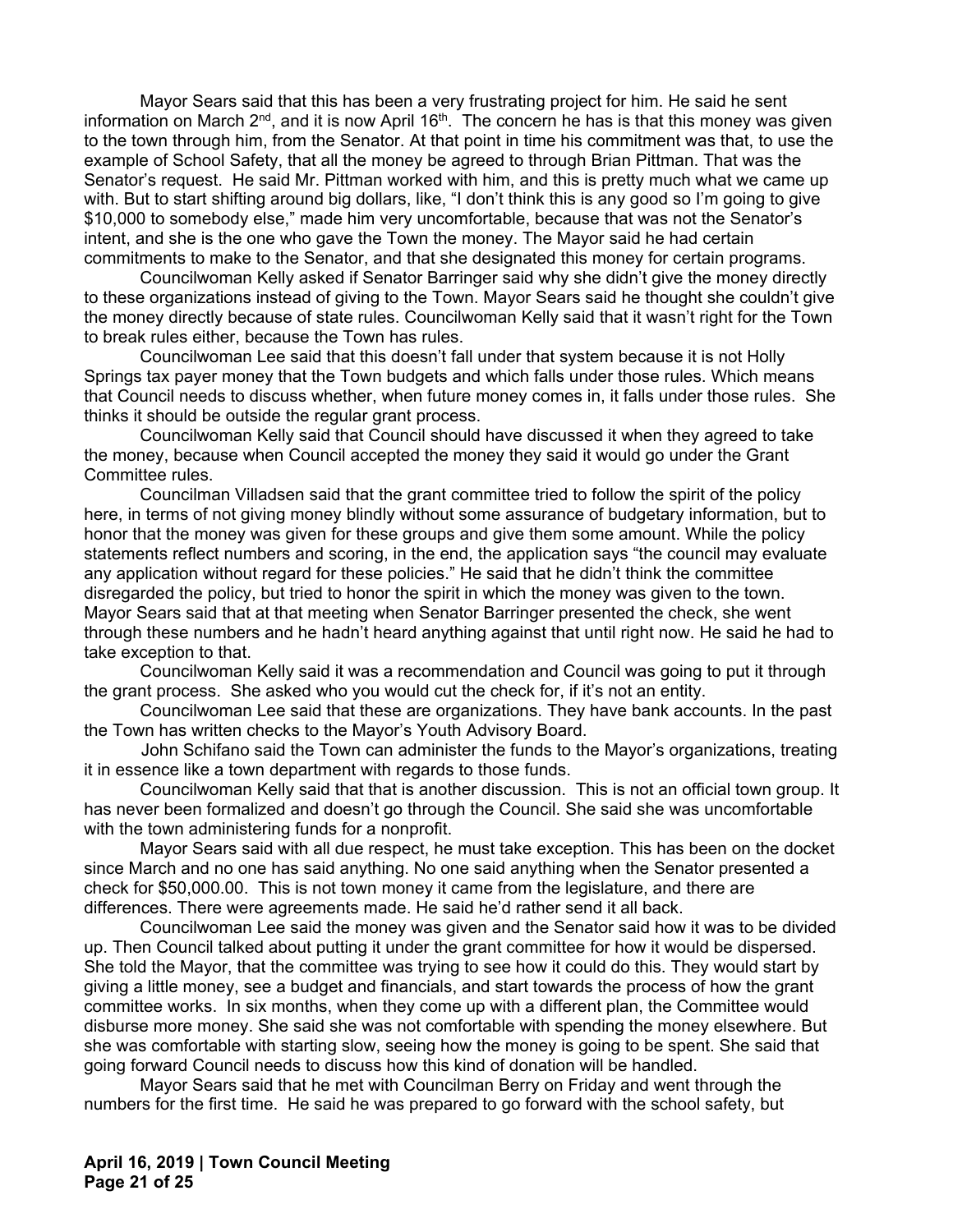Mayor Sears said that this has been a very frustrating project for him. He said he sent information on March 2nd, and it is now April 16th. The concern he has is that this money was given to the town through him, from the Senator. At that point in time his commitment was that, to use the example of School Safety, that all the money be agreed to through Brian Pittman. That was the Senator's request. He said Mr. Pittman worked with him, and this is pretty much what we came up with. But to start shifting around big dollars, like, "I don't think this is any good so I'm going to give $10,000 to somebody else," made him very uncomfortable, because that was not the Senator's intent, and she is the one who gave the Town the money. The Mayor said he had certain commitments to make to the Senator, and that she designated this money for certain programs.

Councilwoman Kelly asked if Senator Barringer said why she didn't give the money directly to these organizations instead of giving to the Town. Mayor Sears said he thought she couldn't give the money directly because of state rules. Councilwoman Kelly said that it wasn't right for the Town to break rules either, because the Town has rules.

Councilwoman Lee said that this doesn't fall under that system because it is not Holly Springs tax payer money that the Town budgets and which falls under those rules. Which means that Council needs to discuss whether, when future money comes in, it falls under those rules. She thinks it should be outside the regular grant process.

Councilwoman Kelly said that Council should have discussed it when they agreed to take the money, because when Council accepted the money they said it would go under the Grant Committee rules.

Councilman Villadsen said that the grant committee tried to follow the spirit of the policy here, in terms of not giving money blindly without some assurance of budgetary information, but to honor that the money was given for these groups and give them some amount. While the policy statements reflect numbers and scoring, in the end, the application says "the council may evaluate any application without regard for these policies." He said that he didn't think the committee disregarded the policy, but tried to honor the spirit in which the money was given to the town. Mayor Sears said that at that meeting when Senator Barringer presented the check, she went through these numbers and he hadn't heard anything against that until right now. He said he had to take exception to that.

Councilwoman Kelly said it was a recommendation and Council was going to put it through the grant process. She asked who you would cut the check for, if it's not an entity.

Councilwoman Lee said that these are organizations. They have bank accounts. In the past the Town has written checks to the Mayor's Youth Advisory Board.

John Schifano said the Town can administer the funds to the Mayor's organizations, treating it in essence like a town department with regards to those funds.

Councilwoman Kelly said that that is another discussion. This is not an official town group. It has never been formalized and doesn't go through the Council. She said she was uncomfortable with the town administering funds for a nonprofit.

Mayor Sears said with all due respect, he must take exception. This has been on the docket since March and no one has said anything. No one said anything when the Senator presented a check for $50,000.00. This is not town money it came from the legislature, and there are differences. There were agreements made. He said he'd rather send it all back.

Councilwoman Lee said the money was given and the Senator said how it was to be divided up. Then Council talked about putting it under the grant committee for how it would be dispersed. She told the Mayor, that the committee was trying to see how it could do this. They would start by giving a little money, see a budget and financials, and start towards the process of how the grant committee works. In six months, when they come up with a different plan, the Committee would disburse more money. She said she was not comfortable with spending the money elsewhere. But she was comfortable with starting slow, seeing how the money is going to be spent. She said that going forward Council needs to discuss how this kind of donation will be handled.

Mayor Sears said that he met with Councilman Berry on Friday and went through the numbers for the first time. He said he was prepared to go forward with the school safety, but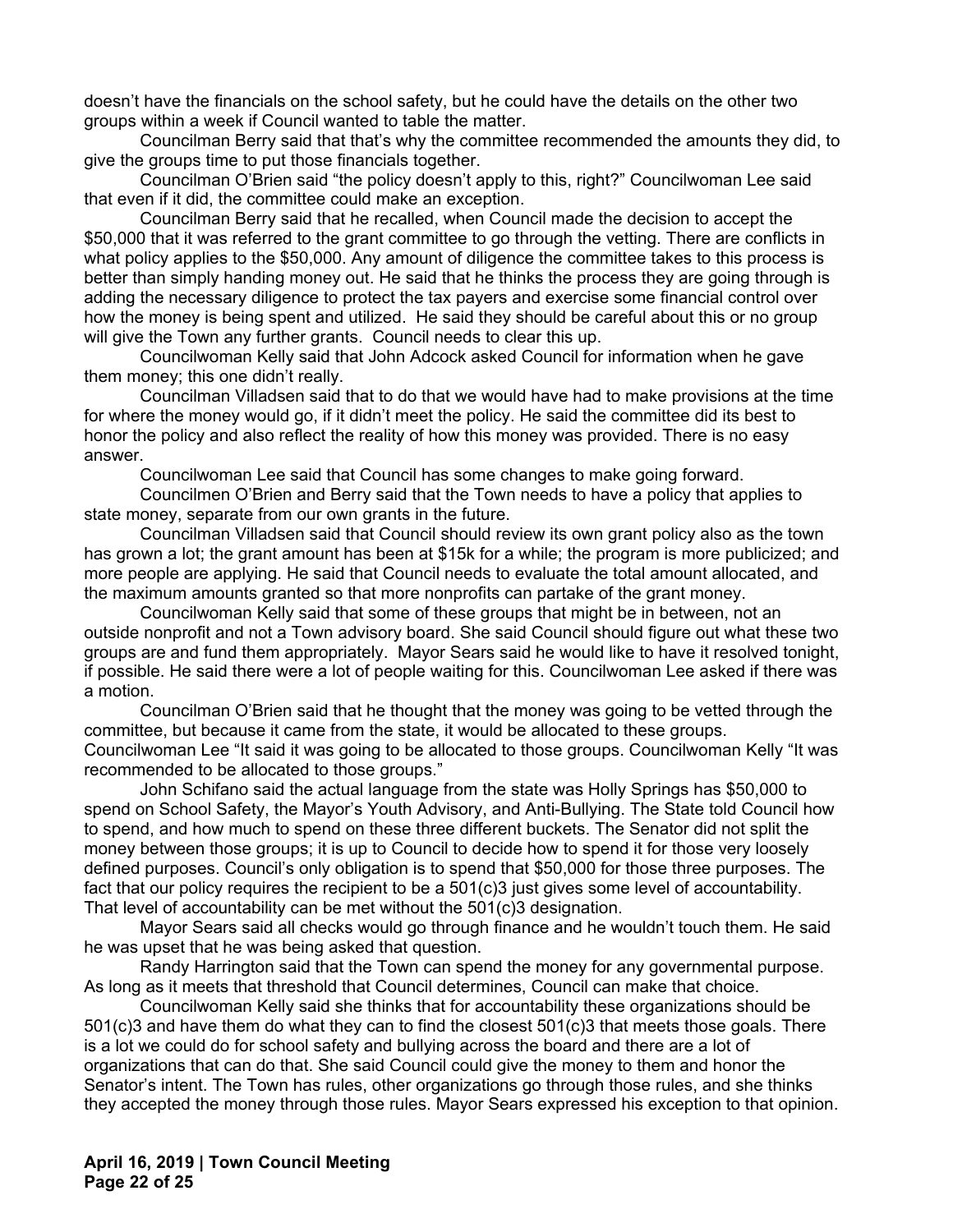doesn't have the financials on the school safety, but he could have the details on the other two groups within a week if Council wanted to table the matter.

Councilman Berry said that that's why the committee recommended the amounts they did, to give the groups time to put those financials together.

Councilman O'Brien said "the policy doesn't apply to this, right?" Councilwoman Lee said that even if it did, the committee could make an exception.

Councilman Berry said that he recalled, when Council made the decision to accept the $50,000 that it was referred to the grant committee to go through the vetting. There are conflicts in what policy applies to the $50,000. Any amount of diligence the committee takes to this process is better than simply handing money out. He said that he thinks the process they are going through is adding the necessary diligence to protect the tax payers and exercise some financial control over how the money is being spent and utilized. He said they should be careful about this or no group will give the Town any further grants. Council needs to clear this up.

Councilwoman Kelly said that John Adcock asked Council for information when he gave them money; this one didn't really.

Councilman Villadsen said that to do that we would have had to make provisions at the time for where the money would go, if it didn't meet the policy. He said the committee did its best to honor the policy and also reflect the reality of how this money was provided. There is no easy answer.

Councilwoman Lee said that Council has some changes to make going forward.

Councilmen O'Brien and Berry said that the Town needs to have a policy that applies to state money, separate from our own grants in the future.

Councilman Villadsen said that Council should review its own grant policy also as the town has grown a lot; the grant amount has been at $15k for a while; the program is more publicized; and more people are applying. He said that Council needs to evaluate the total amount allocated, and the maximum amounts granted so that more nonprofits can partake of the grant money.

Councilwoman Kelly said that some of these groups that might be in between, not an outside nonprofit and not a Town advisory board. She said Council should figure out what these two groups are and fund them appropriately. Mayor Sears said he would like to have it resolved tonight, if possible. He said there were a lot of people waiting for this. Councilwoman Lee asked if there was a motion.

Councilman O'Brien said that he thought that the money was going to be vetted through the committee, but because it came from the state, it would be allocated to these groups. Councilwoman Lee "It said it was going to be allocated to those groups. Councilwoman Kelly "It was recommended to be allocated to those groups."

John Schifano said the actual language from the state was Holly Springs has $50,000 to spend on School Safety, the Mayor's Youth Advisory, and Anti-Bullying. The State told Council how to spend, and how much to spend on these three different buckets. The Senator did not split the money between those groups; it is up to Council to decide how to spend it for those very loosely defined purposes. Council's only obligation is to spend that $50,000 for those three purposes. The fact that our policy requires the recipient to be a 501(c)3 just gives some level of accountability. That level of accountability can be met without the 501(c)3 designation.

Mayor Sears said all checks would go through finance and he wouldn't touch them. He said he was upset that he was being asked that question.

Randy Harrington said that the Town can spend the money for any governmental purpose. As long as it meets that threshold that Council determines, Council can make that choice.

Councilwoman Kelly said she thinks that for accountability these organizations should be 501(c)3 and have them do what they can to find the closest 501(c)3 that meets those goals. There is a lot we could do for school safety and bullying across the board and there are a lot of organizations that can do that. She said Council could give the money to them and honor the Senator's intent. The Town has rules, other organizations go through those rules, and she thinks they accepted the money through those rules. Mayor Sears expressed his exception to that opinion.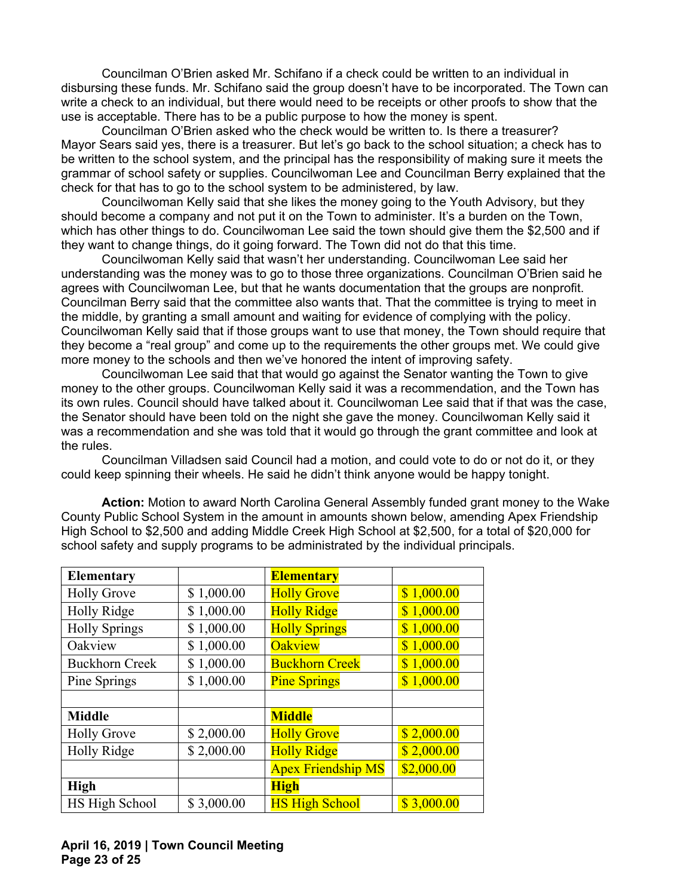Councilman O'Brien asked Mr. Schifano if a check could be written to an individual in disbursing these funds. Mr. Schifano said the group doesn't have to be incorporated. The Town can write a check to an individual, but there would need to be receipts or other proofs to show that the use is acceptable. There has to be a public purpose to how the money is spent.

Councilman O'Brien asked who the check would be written to. Is there a treasurer? Mayor Sears said yes, there is a treasurer. But let's go back to the school situation; a check has to be written to the school system, and the principal has the responsibility of making sure it meets the grammar of school safety or supplies. Councilwoman Lee and Councilman Berry explained that the check for that has to go to the school system to be administered, by law.

Councilwoman Kelly said that she likes the money going to the Youth Advisory, but they should become a company and not put it on the Town to administer. It's a burden on the Town, which has other things to do. Councilwoman Lee said the town should give them the $2,500 and if they want to change things, do it going forward. The Town did not do that this time.

Councilwoman Kelly said that wasn't her understanding. Councilwoman Lee said her understanding was the money was to go to those three organizations. Councilman O'Brien said he agrees with Councilwoman Lee, but that he wants documentation that the groups are nonprofit. Councilman Berry said that the committee also wants that. That the committee is trying to meet in the middle, by granting a small amount and waiting for evidence of complying with the policy. Councilwoman Kelly said that if those groups want to use that money, the Town should require that they become a "real group" and come up to the requirements the other groups met. We could give more money to the schools and then we've honored the intent of improving safety.

Councilwoman Lee said that that would go against the Senator wanting the Town to give money to the other groups. Councilwoman Kelly said it was a recommendation, and the Town has its own rules. Council should have talked about it. Councilwoman Lee said that if that was the case, the Senator should have been told on the night she gave the money. Councilwoman Kelly said it was a recommendation and she was told that it would go through the grant committee and look at the rules.

Councilman Villadsen said Council had a motion, and could vote to do or not do it, or they could keep spinning their wheels. He said he didn't think anyone would be happy tonight.

**Action:** Motion to award North Carolina General Assembly funded grant money to the Wake County Public School System in the amount in amounts shown below, amending Apex Friendship High School to $2,500 and adding Middle Creek High School at $2,500, for a total of $20,000 for school safety and supply programs to be administrated by the individual principals.

| **Elementary** | | **Elementary** | |
|---|---|---|---|
| Holly Grove | $ 1,000.00 | Holly Grove | $ 1,000.00 |
| Holly Ridge | $ 1,000.00 | Holly Ridge | $ 1,000.00 |
| Holly Springs | $ 1,000.00 | Holly Springs | $ 1,000.00 |
| Oakview | $ 1,000.00 | Oakview | $ 1,000.00 |
| Buckhorn Creek | $ 1,000.00 | Buckhorn Creek | $ 1,000.00 |
| Pine Springs | $ 1,000.00 | Pine Springs | $ 1,000.00 |
| | | | |
| **Middle** | | **Middle** | |
| Holly Grove | $ 2,000.00 | Holly Grove | $ 2,000.00 |
| Holly Ridge | $ 2,000.00 | Holly Ridge | $ 2,000.00 |
| | | Apex Friendship MS | $2,000.00 |
| **High** | | **High** | |
| HS High School | $ 3,000.00 | HS High School | $ 3,000.00 |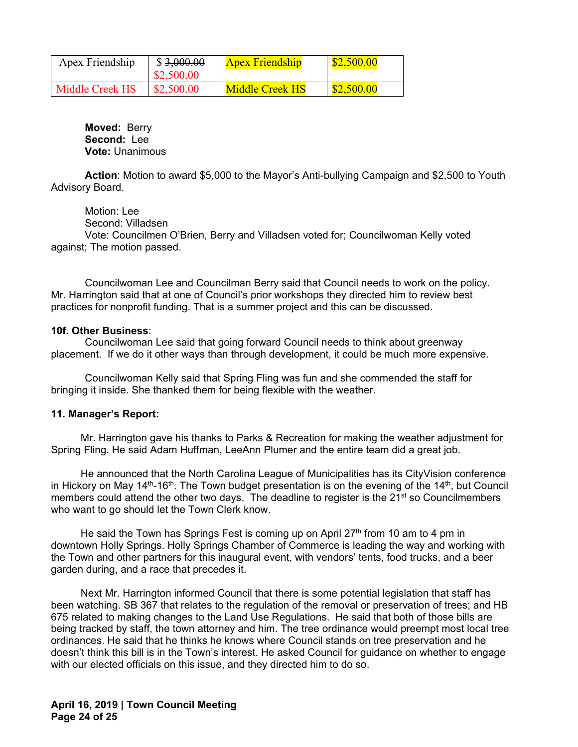| Apex Friendship | $ ~~3,000.00~~ $2,500.00 | Apex Friendship | $2,500.00 |
|---|---|---|---|
| Middle Creek HS | $2,500.00 | Middle Creek HS | $2,500.00 |

**Moved:** Berry
**Second:** Lee
**Vote:** Unanimous

**Action**: Motion to award $5,000 to the Mayor's Anti-bullying Campaign and $2,500 to Youth Advisory Board.

Motion: Lee
Second: Villadsen
Vote: Councilmen O'Brien, Berry and Villadsen voted for; Councilwoman Kelly voted against; The motion passed.

Councilwoman Lee and Councilman Berry said that Council needs to work on the policy. Mr. Harrington said that at one of Council's prior workshops they directed him to review best practices for nonprofit funding. That is a summer project and this can be discussed.

**10f. Other Business**:

Councilwoman Lee said that going forward Council needs to think about greenway placement. If we do it other ways than through development, it could be much more expensive.

Councilwoman Kelly said that Spring Fling was fun and she commended the staff for bringing it inside. She thanked them for being flexible with the weather.

**11. Manager's Report:**

Mr. Harrington gave his thanks to Parks & Recreation for making the weather adjustment for Spring Fling. He said Adam Huffman, LeeAnn Plumer and the entire team did a great job.

He announced that the North Carolina League of Municipalities has its CityVision conference in Hickory on May 14th-16th. The Town budget presentation is on the evening of the 14th, but Council members could attend the other two days. The deadline to register is the 21st so Councilmembers who want to go should let the Town Clerk know.

He said the Town has Springs Fest is coming up on April 27th from 10 am to 4 pm in downtown Holly Springs. Holly Springs Chamber of Commerce is leading the way and working with the Town and other partners for this inaugural event, with vendors' tents, food trucks, and a beer garden during, and a race that precedes it.

Next Mr. Harrington informed Council that there is some potential legislation that staff has been watching. SB 367 that relates to the regulation of the removal or preservation of trees; and HB 675 related to making changes to the Land Use Regulations. He said that both of those bills are being tracked by staff, the town attorney and him. The tree ordinance would preempt most local tree ordinances. He said that he thinks he knows where Council stands on tree preservation and he doesn't think this bill is in the Town's interest. He asked Council for guidance on whether to engage with our elected officials on this issue, and they directed him to do so.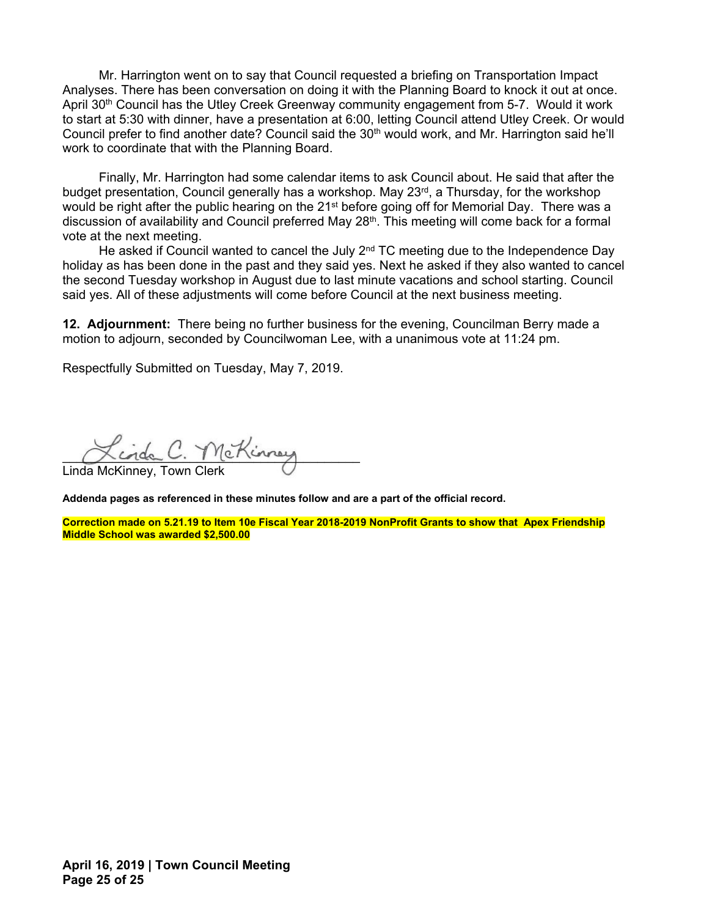Mr. Harrington went on to say that Council requested a briefing on Transportation Impact Analyses. There has been conversation on doing it with the Planning Board to knock it out at once. April 30th Council has the Utley Creek Greenway community engagement from 5-7. Would it work to start at 5:30 with dinner, have a presentation at 6:00, letting Council attend Utley Creek. Or would Council prefer to find another date? Council said the 30th would work, and Mr. Harrington said he'll work to coordinate that with the Planning Board.

Finally, Mr. Harrington had some calendar items to ask Council about. He said that after the budget presentation, Council generally has a workshop. May 23rd, a Thursday, for the workshop would be right after the public hearing on the 21st before going off for Memorial Day. There was a discussion of availability and Council preferred May 28th. This meeting will come back for a formal vote at the next meeting.

He asked if Council wanted to cancel the July 2nd TC meeting due to the Independence Day holiday as has been done in the past and they said yes. Next he asked if they also wanted to cancel the second Tuesday workshop in August due to last minute vacations and school starting. Council said yes. All of these adjustments will come before Council at the next business meeting.

**12. Adjournment:** There being no further business for the evening, Councilman Berry made a motion to adjourn, seconded by Councilwoman Lee, with a unanimous vote at 11:24 pm.

Respectfully Submitted on Tuesday, May 7, 2019.

Linda C. McKinney

Linda McKinney, Town Clerk

**Addenda pages as referenced in these minutes follow and are a part of the official record.**

**Correction made on 5.21.19 to Item 10e Fiscal Year 2018-2019 NonProfit Grants to show that Apex Friendship Middle School was awarded $2,500.00**